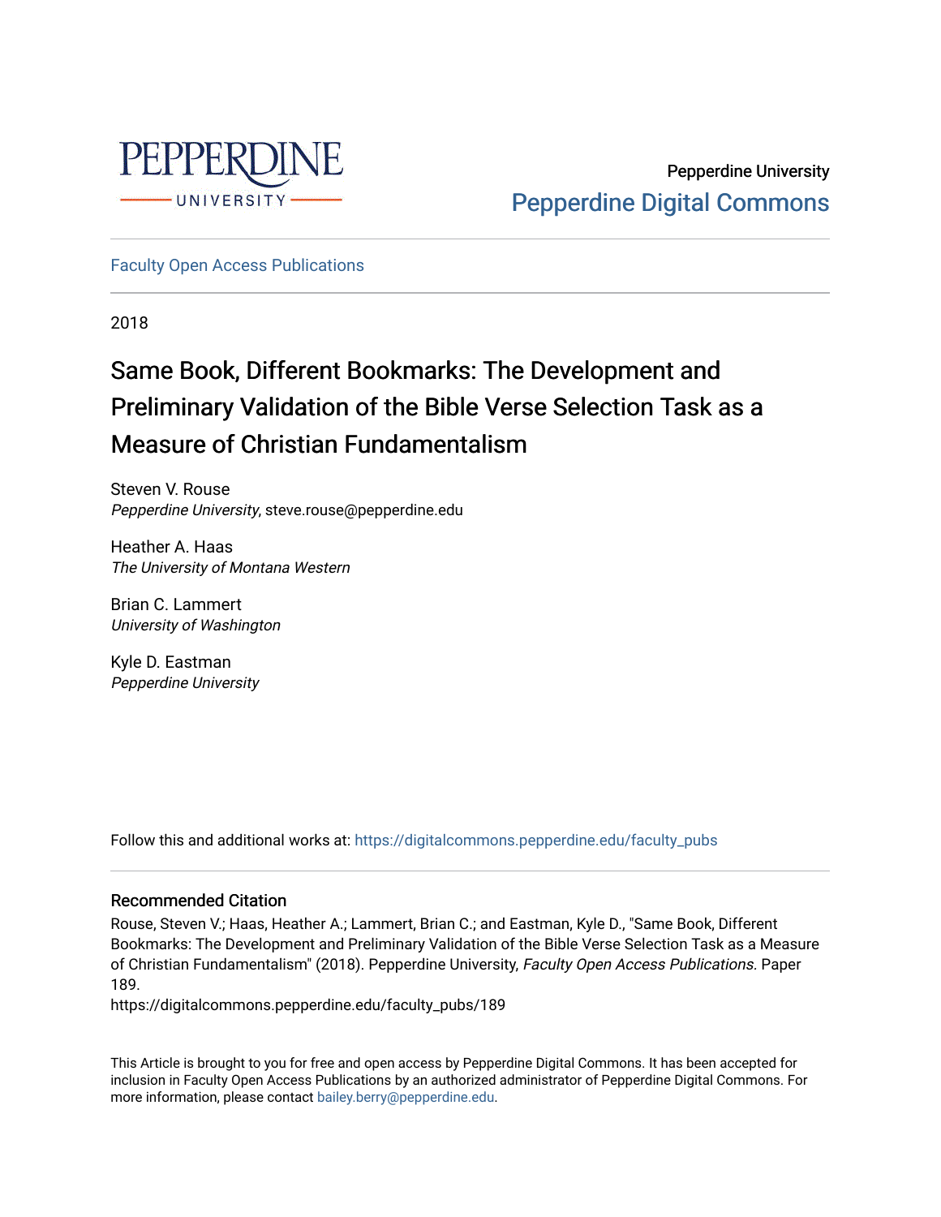Pepperdine University

Pepperdine Digital Commons

Faculty Open Access Publications

2018

# Same Book, Different Bookmarks: The Development and Preliminary Validation of the Bible Verse Selection Task as a Measure of Christian Fundamentalism

Steven V. Rouse
*Pepperdine University*, steve.rouse@pepperdine.edu

Heather A. Haas
*The University of Montana Western*

Brian C. Lammert
*University of Washington*

Kyle D. Eastman
*Pepperdine University*

Follow this and additional works at: https://digitalcommons.pepperdine.edu/faculty_pubs

### Recommended Citation

Rouse, Steven V.; Haas, Heather A.; Lammert, Brian C.; and Eastman, Kyle D., "Same Book, Different Bookmarks: The Development and Preliminary Validation of the Bible Verse Selection Task as a Measure of Christian Fundamentalism" (2018). Pepperdine University, *Faculty Open Access Publications*. Paper 189.
https://digitalcommons.pepperdine.edu/faculty_pubs/189

This Article is brought to you for free and open access by Pepperdine Digital Commons. It has been accepted for inclusion in Faculty Open Access Publications by an authorized administrator of Pepperdine Digital Commons. For more information, please contact bailey.berry@pepperdine.edu.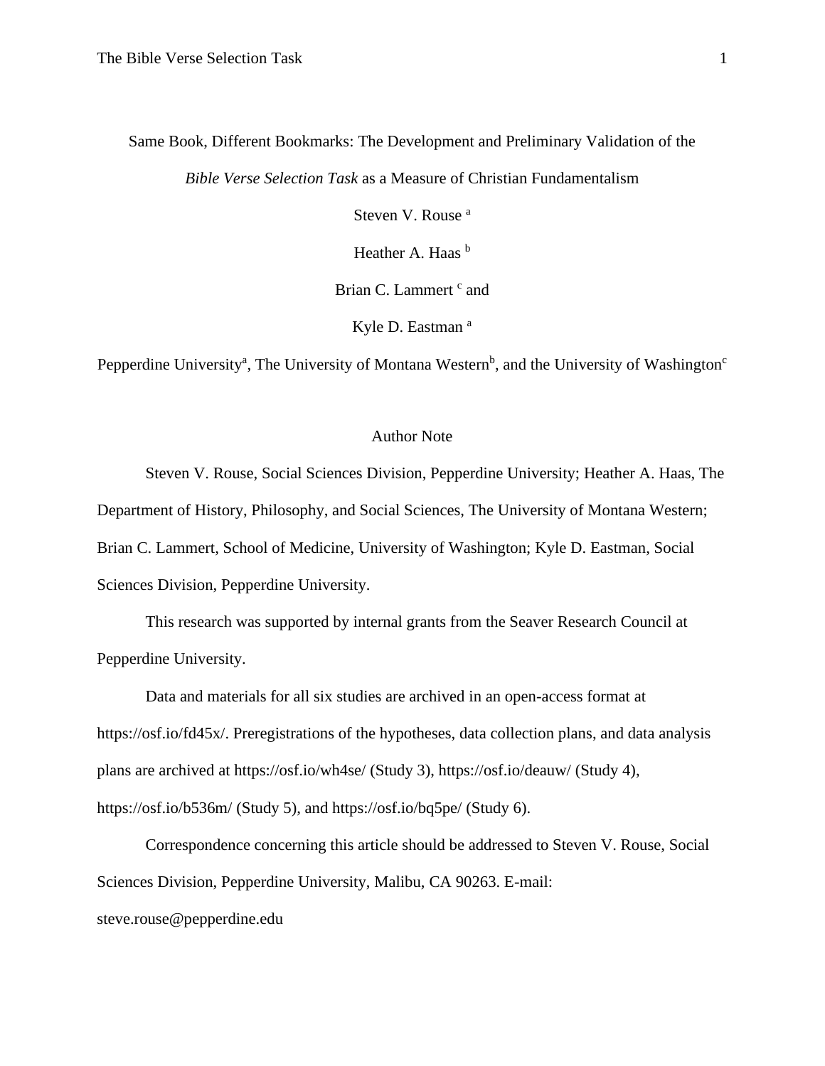Same Book, Different Bookmarks: The Development and Preliminary Validation of the *Bible Verse Selection Task* as a Measure of Christian Fundamentalism

Steven V. Rouse [a]

Heather A. Haas [b]

Brian C. Lammert [c] and

Kyle D. Eastman [a]

Pepperdine University[a], The University of Montana Western[b], and the University of Washington[c]

Author Note

Steven V. Rouse, Social Sciences Division, Pepperdine University; Heather A. Haas, The Department of History, Philosophy, and Social Sciences, The University of Montana Western; Brian C. Lammert, School of Medicine, University of Washington; Kyle D. Eastman, Social Sciences Division, Pepperdine University.

This research was supported by internal grants from the Seaver Research Council at Pepperdine University.

Data and materials for all six studies are archived in an open-access format at https://osf.io/fd45x/. Preregistrations of the hypotheses, data collection plans, and data analysis plans are archived at https://osf.io/wh4se/ (Study 3), https://osf.io/deauw/ (Study 4), https://osf.io/b536m/ (Study 5), and https://osf.io/bq5pe/ (Study 6).

Correspondence concerning this article should be addressed to Steven V. Rouse, Social Sciences Division, Pepperdine University, Malibu, CA 90263. E-mail: steve.rouse@pepperdine.edu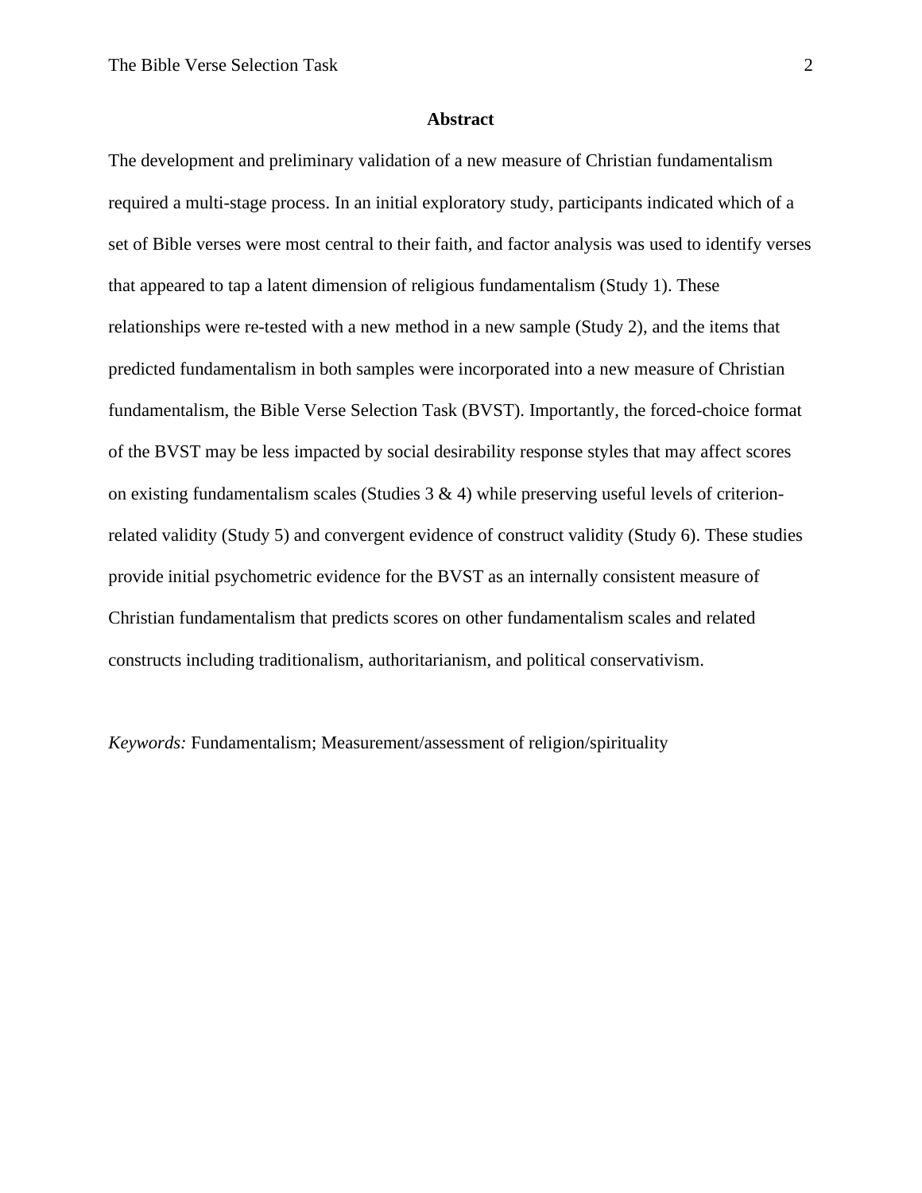## Abstract

The development and preliminary validation of a new measure of Christian fundamentalism required a multi-stage process. In an initial exploratory study, participants indicated which of a set of Bible verses were most central to their faith, and factor analysis was used to identify verses that appeared to tap a latent dimension of religious fundamentalism (Study 1). These relationships were re-tested with a new method in a new sample (Study 2), and the items that predicted fundamentalism in both samples were incorporated into a new measure of Christian fundamentalism, the Bible Verse Selection Task (BVST). Importantly, the forced-choice format of the BVST may be less impacted by social desirability response styles that may affect scores on existing fundamentalism scales (Studies 3 & 4) while preserving useful levels of criterion-related validity (Study 5) and convergent evidence of construct validity (Study 6). These studies provide initial psychometric evidence for the BVST as an internally consistent measure of Christian fundamentalism that predicts scores on other fundamentalism scales and related constructs including traditionalism, authoritarianism, and political conservativism.

*Keywords:* Fundamentalism; Measurement/assessment of religion/spirituality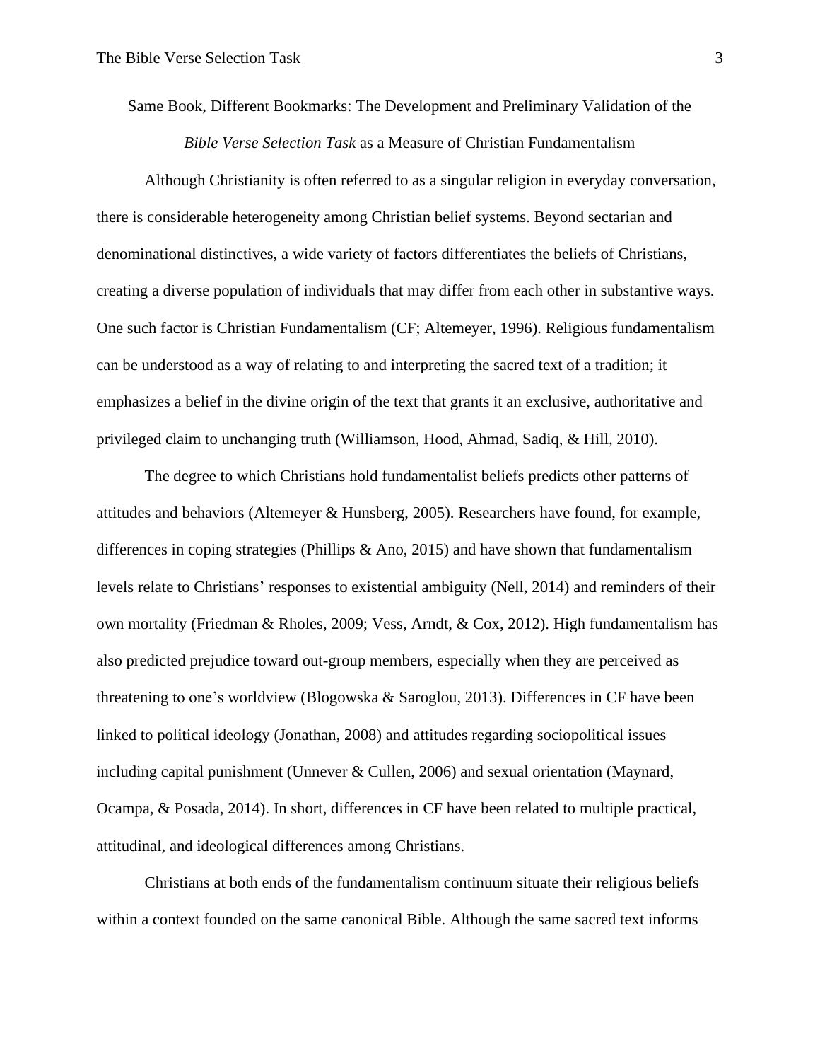Same Book, Different Bookmarks: The Development and Preliminary Validation of the *Bible Verse Selection Task* as a Measure of Christian Fundamentalism

Although Christianity is often referred to as a singular religion in everyday conversation, there is considerable heterogeneity among Christian belief systems. Beyond sectarian and denominational distinctives, a wide variety of factors differentiates the beliefs of Christians, creating a diverse population of individuals that may differ from each other in substantive ways. One such factor is Christian Fundamentalism (CF; Altemeyer, 1996). Religious fundamentalism can be understood as a way of relating to and interpreting the sacred text of a tradition; it emphasizes a belief in the divine origin of the text that grants it an exclusive, authoritative and privileged claim to unchanging truth (Williamson, Hood, Ahmad, Sadiq, & Hill, 2010).

The degree to which Christians hold fundamentalist beliefs predicts other patterns of attitudes and behaviors (Altemeyer & Hunsberg, 2005). Researchers have found, for example, differences in coping strategies (Phillips & Ano, 2015) and have shown that fundamentalism levels relate to Christians' responses to existential ambiguity (Nell, 2014) and reminders of their own mortality (Friedman & Rholes, 2009; Vess, Arndt, & Cox, 2012). High fundamentalism has also predicted prejudice toward out-group members, especially when they are perceived as threatening to one's worldview (Blogowska & Saroglou, 2013). Differences in CF have been linked to political ideology (Jonathan, 2008) and attitudes regarding sociopolitical issues including capital punishment (Unnever & Cullen, 2006) and sexual orientation (Maynard, Ocampa, & Posada, 2014). In short, differences in CF have been related to multiple practical, attitudinal, and ideological differences among Christians.

Christians at both ends of the fundamentalism continuum situate their religious beliefs within a context founded on the same canonical Bible. Although the same sacred text informs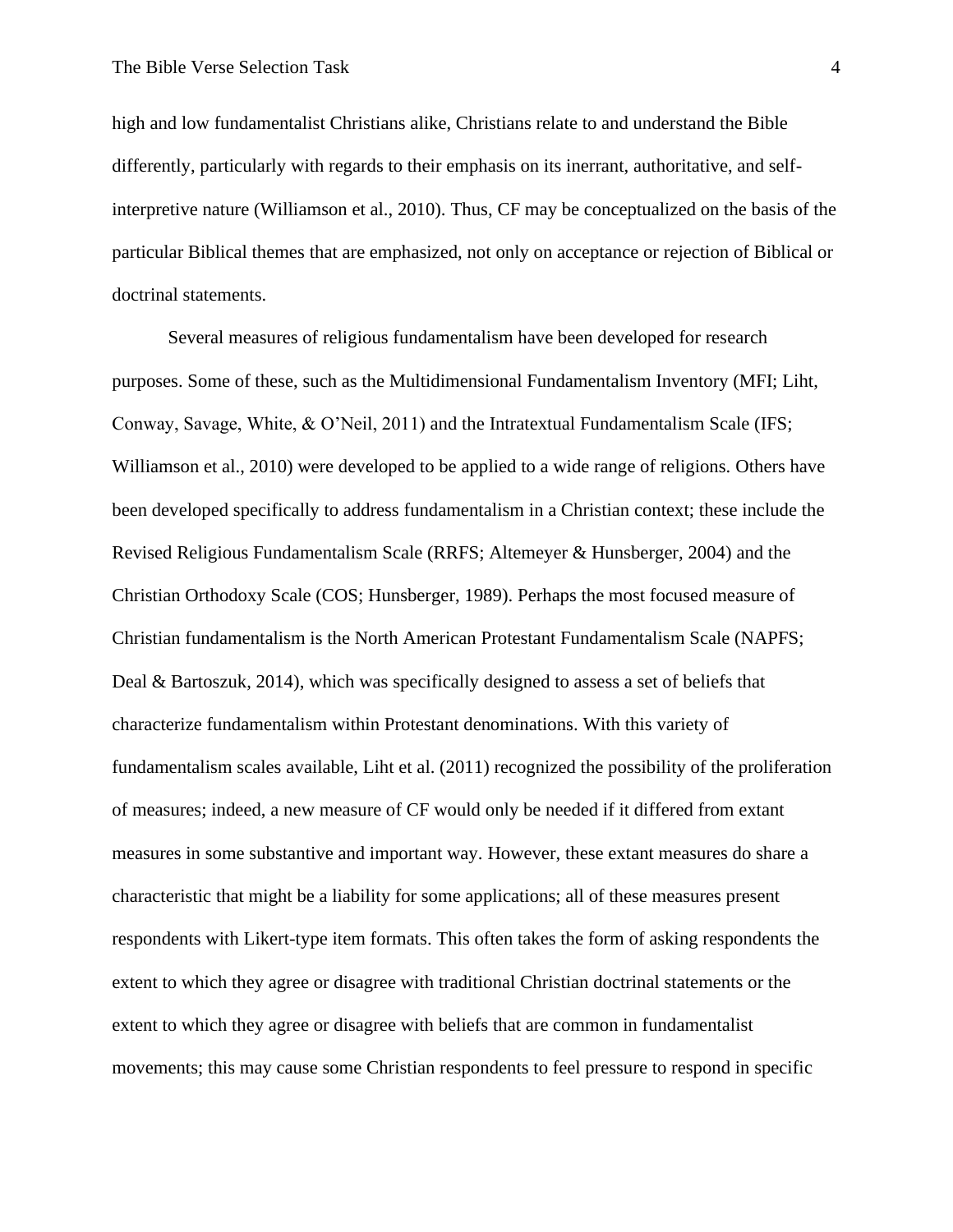high and low fundamentalist Christians alike, Christians relate to and understand the Bible differently, particularly with regards to their emphasis on its inerrant, authoritative, and self-interpretive nature (Williamson et al., 2010). Thus, CF may be conceptualized on the basis of the particular Biblical themes that are emphasized, not only on acceptance or rejection of Biblical or doctrinal statements.

Several measures of religious fundamentalism have been developed for research purposes. Some of these, such as the Multidimensional Fundamentalism Inventory (MFI; Liht, Conway, Savage, White, & O'Neil, 2011) and the Intratextual Fundamentalism Scale (IFS; Williamson et al., 2010) were developed to be applied to a wide range of religions. Others have been developed specifically to address fundamentalism in a Christian context; these include the Revised Religious Fundamentalism Scale (RRFS; Altemeyer & Hunsberger, 2004) and the Christian Orthodoxy Scale (COS; Hunsberger, 1989). Perhaps the most focused measure of Christian fundamentalism is the North American Protestant Fundamentalism Scale (NAPFS; Deal & Bartoszuk, 2014), which was specifically designed to assess a set of beliefs that characterize fundamentalism within Protestant denominations. With this variety of fundamentalism scales available, Liht et al. (2011) recognized the possibility of the proliferation of measures; indeed, a new measure of CF would only be needed if it differed from extant measures in some substantive and important way. However, these extant measures do share a characteristic that might be a liability for some applications; all of these measures present respondents with Likert-type item formats. This often takes the form of asking respondents the extent to which they agree or disagree with traditional Christian doctrinal statements or the extent to which they agree or disagree with beliefs that are common in fundamentalist movements; this may cause some Christian respondents to feel pressure to respond in specific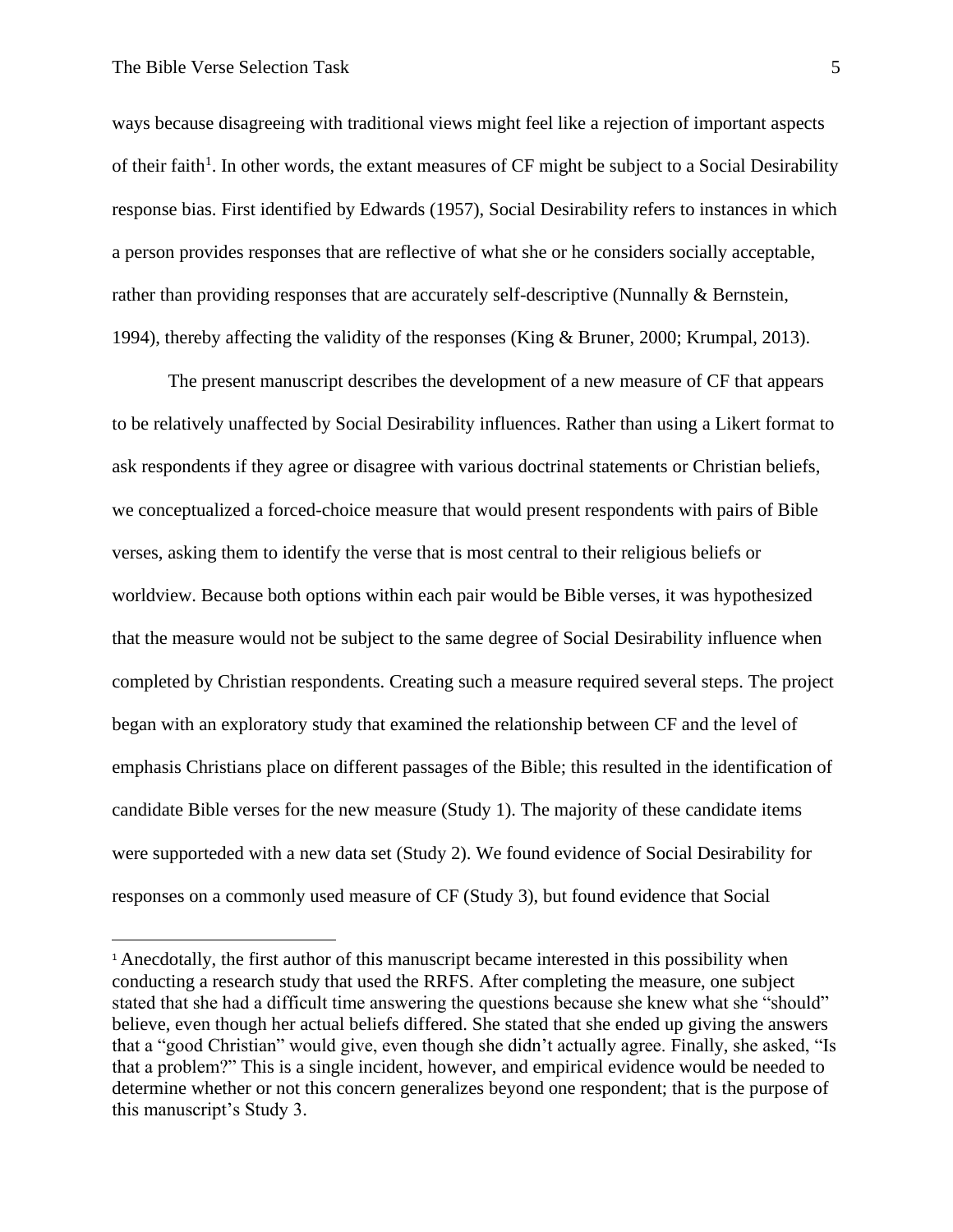ways because disagreeing with traditional views might feel like a rejection of important aspects of their faith[1]. In other words, the extant measures of CF might be subject to a Social Desirability response bias. First identified by Edwards (1957), Social Desirability refers to instances in which a person provides responses that are reflective of what she or he considers socially acceptable, rather than providing responses that are accurately self-descriptive (Nunnally & Bernstein, 1994), thereby affecting the validity of the responses (King & Bruner, 2000; Krumpal, 2013).

The present manuscript describes the development of a new measure of CF that appears to be relatively unaffected by Social Desirability influences. Rather than using a Likert format to ask respondents if they agree or disagree with various doctrinal statements or Christian beliefs, we conceptualized a forced-choice measure that would present respondents with pairs of Bible verses, asking them to identify the verse that is most central to their religious beliefs or worldview. Because both options within each pair would be Bible verses, it was hypothesized that the measure would not be subject to the same degree of Social Desirability influence when completed by Christian respondents. Creating such a measure required several steps. The project began with an exploratory study that examined the relationship between CF and the level of emphasis Christians place on different passages of the Bible; this resulted in the identification of candidate Bible verses for the new measure (Study 1). The majority of these candidate items were supporteded with a new data set (Study 2). We found evidence of Social Desirability for responses on a commonly used measure of CF (Study 3), but found evidence that Social

[1] Anecdotally, the first author of this manuscript became interested in this possibility when conducting a research study that used the RRFS. After completing the measure, one subject stated that she had a difficult time answering the questions because she knew what she "should" believe, even though her actual beliefs differed. She stated that she ended up giving the answers that a "good Christian" would give, even though she didn't actually agree. Finally, she asked, "Is that a problem?" This is a single incident, however, and empirical evidence would be needed to determine whether or not this concern generalizes beyond one respondent; that is the purpose of this manuscript's Study 3.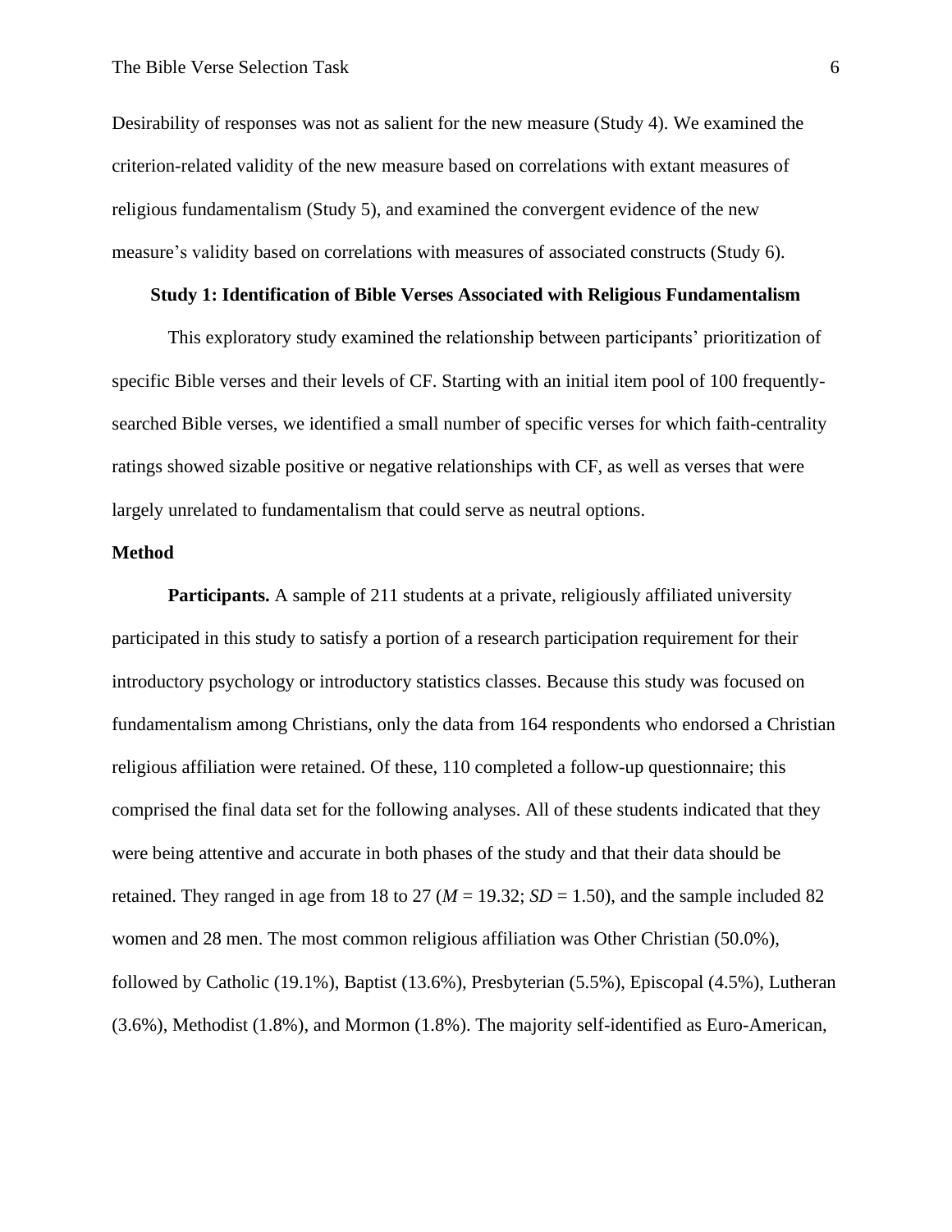Desirability of responses was not as salient for the new measure (Study 4). We examined the criterion-related validity of the new measure based on correlations with extant measures of religious fundamentalism (Study 5), and examined the convergent evidence of the new measure's validity based on correlations with measures of associated constructs (Study 6).

## Study 1: Identification of Bible Verses Associated with Religious Fundamentalism

This exploratory study examined the relationship between participants' prioritization of specific Bible verses and their levels of CF. Starting with an initial item pool of 100 frequently-searched Bible verses, we identified a small number of specific verses for which faith-centrality ratings showed sizable positive or negative relationships with CF, as well as verses that were largely unrelated to fundamentalism that could serve as neutral options.

### Method

**Participants.** A sample of 211 students at a private, religiously affiliated university participated in this study to satisfy a portion of a research participation requirement for their introductory psychology or introductory statistics classes. Because this study was focused on fundamentalism among Christians, only the data from 164 respondents who endorsed a Christian religious affiliation were retained. Of these, 110 completed a follow-up questionnaire; this comprised the final data set for the following analyses. All of these students indicated that they were being attentive and accurate in both phases of the study and that their data should be retained. They ranged in age from 18 to 27 ($M$ = 19.32; $SD$ = 1.50), and the sample included 82 women and 28 men. The most common religious affiliation was Other Christian (50.0%), followed by Catholic (19.1%), Baptist (13.6%), Presbyterian (5.5%), Episcopal (4.5%), Lutheran (3.6%), Methodist (1.8%), and Mormon (1.8%). The majority self-identified as Euro-American,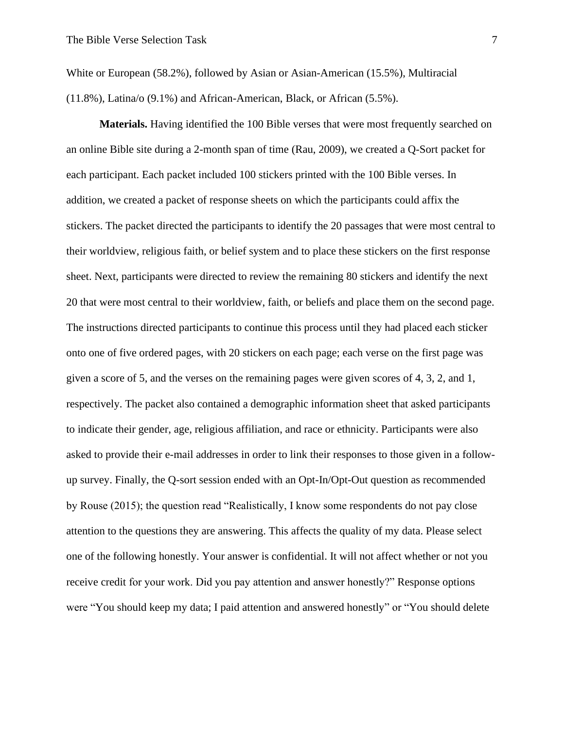White or European (58.2%), followed by Asian or Asian-American (15.5%), Multiracial (11.8%), Latina/o (9.1%) and African-American, Black, or African (5.5%).

**Materials.** Having identified the 100 Bible verses that were most frequently searched on an online Bible site during a 2-month span of time (Rau, 2009), we created a Q-Sort packet for each participant. Each packet included 100 stickers printed with the 100 Bible verses. In addition, we created a packet of response sheets on which the participants could affix the stickers. The packet directed the participants to identify the 20 passages that were most central to their worldview, religious faith, or belief system and to place these stickers on the first response sheet. Next, participants were directed to review the remaining 80 stickers and identify the next 20 that were most central to their worldview, faith, or beliefs and place them on the second page. The instructions directed participants to continue this process until they had placed each sticker onto one of five ordered pages, with 20 stickers on each page; each verse on the first page was given a score of 5, and the verses on the remaining pages were given scores of 4, 3, 2, and 1, respectively. The packet also contained a demographic information sheet that asked participants to indicate their gender, age, religious affiliation, and race or ethnicity. Participants were also asked to provide their e-mail addresses in order to link their responses to those given in a follow-up survey. Finally, the Q-sort session ended with an Opt-In/Opt-Out question as recommended by Rouse (2015); the question read "Realistically, I know some respondents do not pay close attention to the questions they are answering. This affects the quality of my data. Please select one of the following honestly. Your answer is confidential. It will not affect whether or not you receive credit for your work. Did you pay attention and answer honestly?" Response options were "You should keep my data; I paid attention and answered honestly" or "You should delete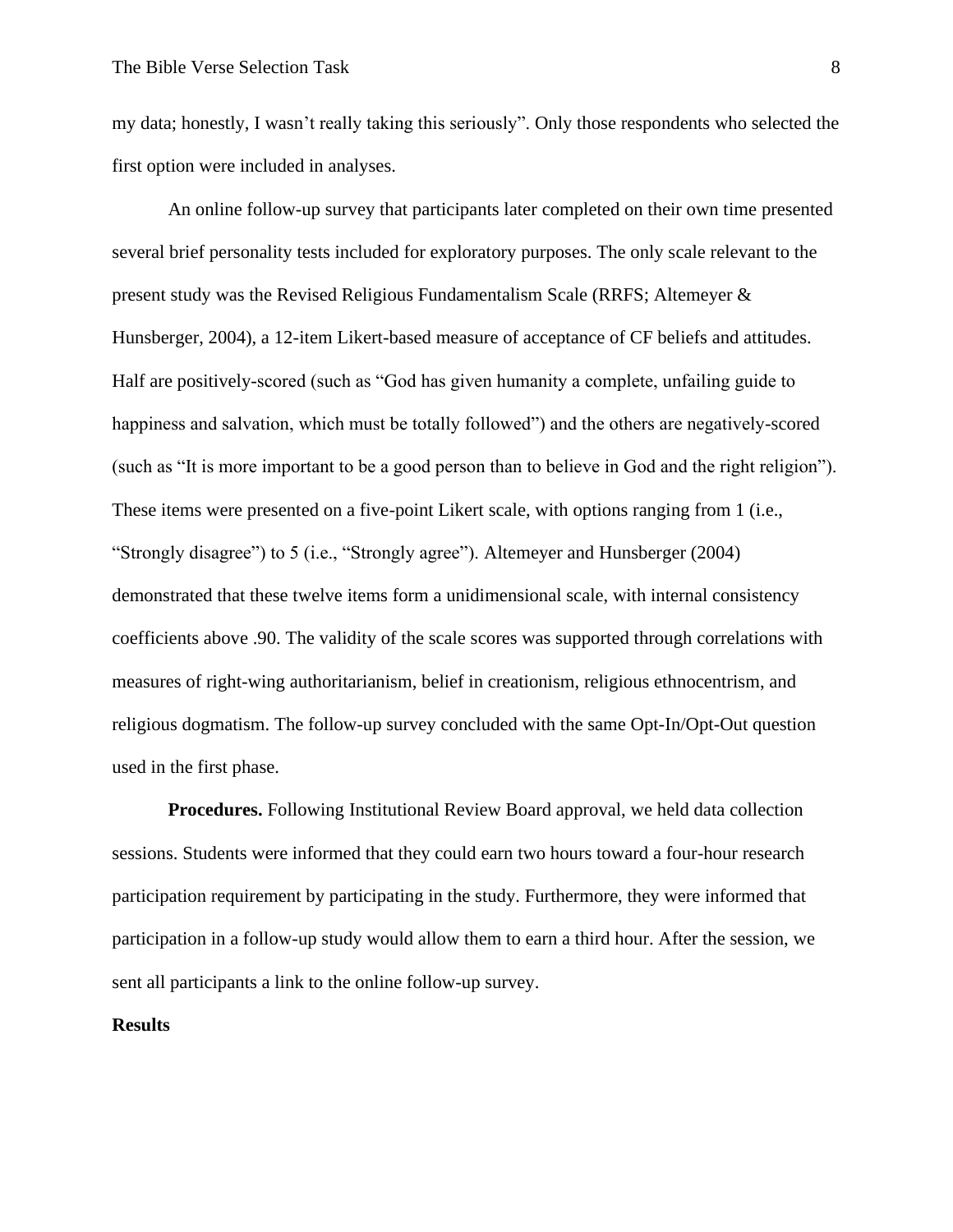my data; honestly, I wasn't really taking this seriously". Only those respondents who selected the first option were included in analyses.

An online follow-up survey that participants later completed on their own time presented several brief personality tests included for exploratory purposes. The only scale relevant to the present study was the Revised Religious Fundamentalism Scale (RRFS; Altemeyer & Hunsberger, 2004), a 12-item Likert-based measure of acceptance of CF beliefs and attitudes. Half are positively-scored (such as "God has given humanity a complete, unfailing guide to happiness and salvation, which must be totally followed") and the others are negatively-scored (such as "It is more important to be a good person than to believe in God and the right religion"). These items were presented on a five-point Likert scale, with options ranging from 1 (i.e., "Strongly disagree") to 5 (i.e., "Strongly agree"). Altemeyer and Hunsberger (2004) demonstrated that these twelve items form a unidimensional scale, with internal consistency coefficients above .90. The validity of the scale scores was supported through correlations with measures of right-wing authoritarianism, belief in creationism, religious ethnocentrism, and religious dogmatism. The follow-up survey concluded with the same Opt-In/Opt-Out question used in the first phase.

**Procedures.** Following Institutional Review Board approval, we held data collection sessions. Students were informed that they could earn two hours toward a four-hour research participation requirement by participating in the study. Furthermore, they were informed that participation in a follow-up study would allow them to earn a third hour. After the session, we sent all participants a link to the online follow-up survey.

## Results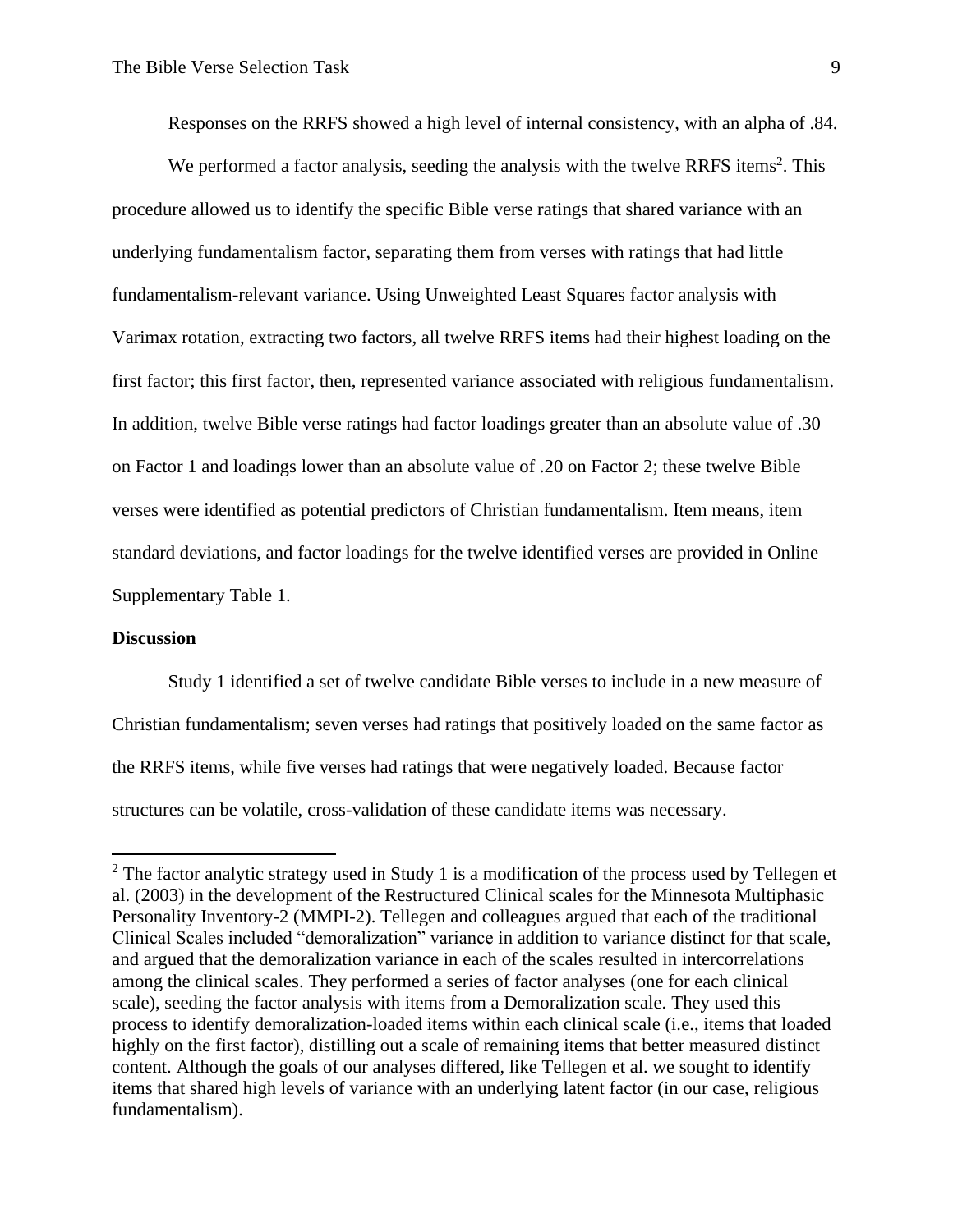Responses on the RRFS showed a high level of internal consistency, with an alpha of .84.

We performed a factor analysis, seeding the analysis with the twelve RRFS items[2]. This procedure allowed us to identify the specific Bible verse ratings that shared variance with an underlying fundamentalism factor, separating them from verses with ratings that had little fundamentalism-relevant variance. Using Unweighted Least Squares factor analysis with Varimax rotation, extracting two factors, all twelve RRFS items had their highest loading on the first factor; this first factor, then, represented variance associated with religious fundamentalism. In addition, twelve Bible verse ratings had factor loadings greater than an absolute value of .30 on Factor 1 and loadings lower than an absolute value of .20 on Factor 2; these twelve Bible verses were identified as potential predictors of Christian fundamentalism. Item means, item standard deviations, and factor loadings for the twelve identified verses are provided in Online Supplementary Table 1.

**Discussion**

Study 1 identified a set of twelve candidate Bible verses to include in a new measure of Christian fundamentalism; seven verses had ratings that positively loaded on the same factor as the RRFS items, while five verses had ratings that were negatively loaded. Because factor structures can be volatile, cross-validation of these candidate items was necessary.

[2] The factor analytic strategy used in Study 1 is a modification of the process used by Tellegen et al. (2003) in the development of the Restructured Clinical scales for the Minnesota Multiphasic Personality Inventory-2 (MMPI-2). Tellegen and colleagues argued that each of the traditional Clinical Scales included "demoralization" variance in addition to variance distinct for that scale, and argued that the demoralization variance in each of the scales resulted in intercorrelations among the clinical scales. They performed a series of factor analyses (one for each clinical scale), seeding the factor analysis with items from a Demoralization scale. They used this process to identify demoralization-loaded items within each clinical scale (i.e., items that loaded highly on the first factor), distilling out a scale of remaining items that better measured distinct content. Although the goals of our analyses differed, like Tellegen et al. we sought to identify items that shared high levels of variance with an underlying latent factor (in our case, religious fundamentalism).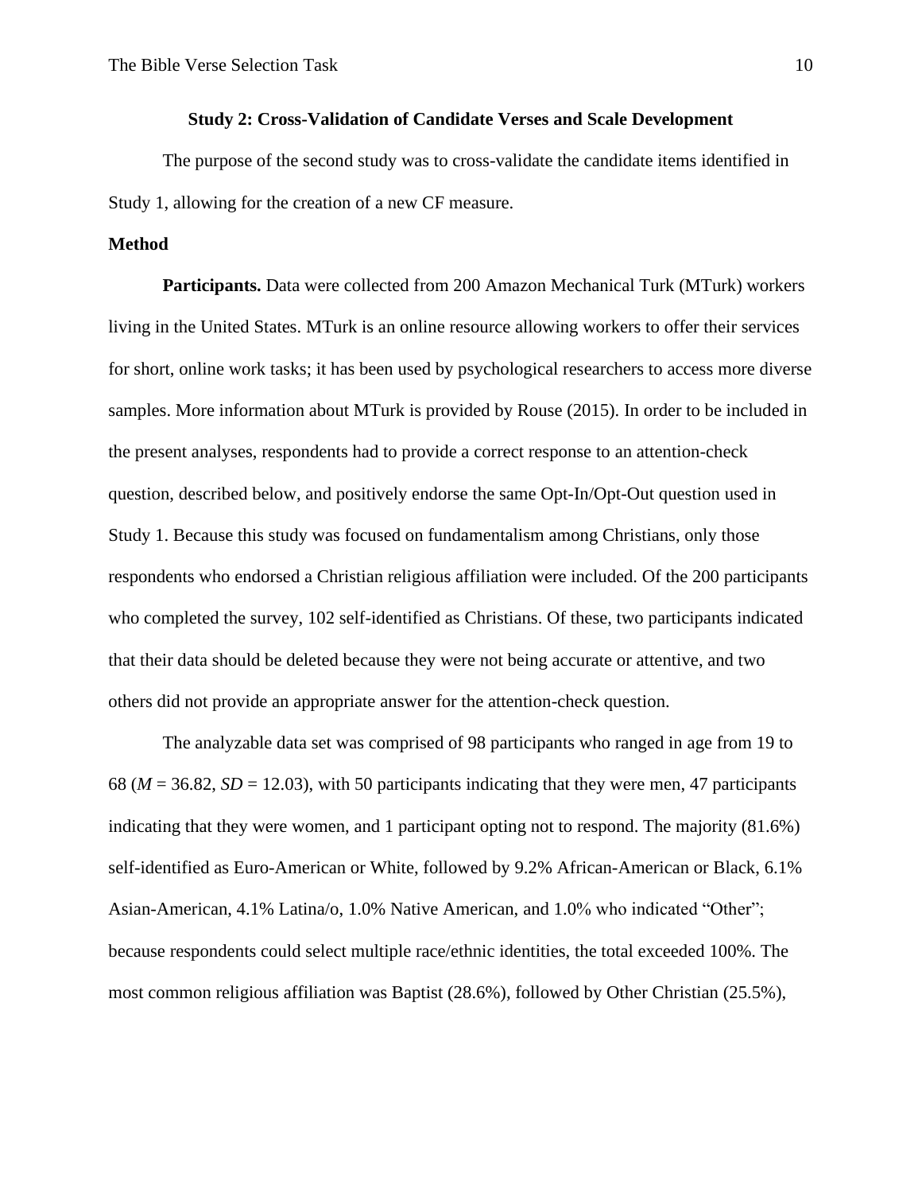## Study 2: Cross-Validation of Candidate Verses and Scale Development

The purpose of the second study was to cross-validate the candidate items identified in Study 1, allowing for the creation of a new CF measure.

### Method

**Participants.** Data were collected from 200 Amazon Mechanical Turk (MTurk) workers living in the United States. MTurk is an online resource allowing workers to offer their services for short, online work tasks; it has been used by psychological researchers to access more diverse samples. More information about MTurk is provided by Rouse (2015). In order to be included in the present analyses, respondents had to provide a correct response to an attention-check question, described below, and positively endorse the same Opt-In/Opt-Out question used in Study 1. Because this study was focused on fundamentalism among Christians, only those respondents who endorsed a Christian religious affiliation were included. Of the 200 participants who completed the survey, 102 self-identified as Christians. Of these, two participants indicated that their data should be deleted because they were not being accurate or attentive, and two others did not provide an appropriate answer for the attention-check question.

The analyzable data set was comprised of 98 participants who ranged in age from 19 to 68 ($M$ = 36.82, $SD$ = 12.03), with 50 participants indicating that they were men, 47 participants indicating that they were women, and 1 participant opting not to respond. The majority (81.6%) self-identified as Euro-American or White, followed by 9.2% African-American or Black, 6.1% Asian-American, 4.1% Latina/o, 1.0% Native American, and 1.0% who indicated "Other"; because respondents could select multiple race/ethnic identities, the total exceeded 100%. The most common religious affiliation was Baptist (28.6%), followed by Other Christian (25.5%),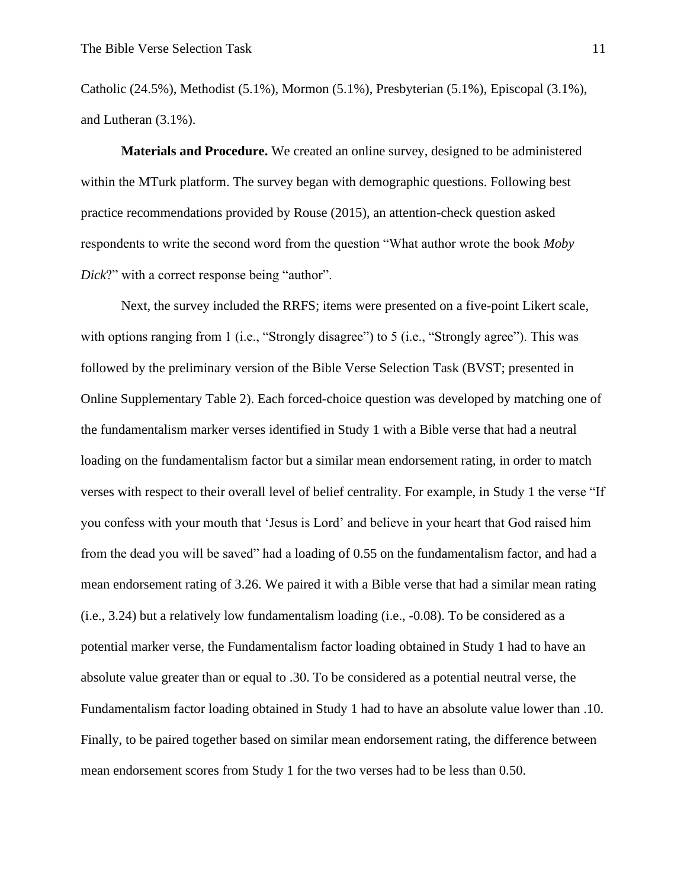Catholic (24.5%), Methodist (5.1%), Mormon (5.1%), Presbyterian (5.1%), Episcopal (3.1%), and Lutheran (3.1%).

**Materials and Procedure.** We created an online survey, designed to be administered within the MTurk platform. The survey began with demographic questions. Following best practice recommendations provided by Rouse (2015), an attention-check question asked respondents to write the second word from the question "What author wrote the book *Moby Dick*?" with a correct response being "author".

Next, the survey included the RRFS; items were presented on a five-point Likert scale, with options ranging from 1 (i.e., "Strongly disagree") to 5 (i.e., "Strongly agree"). This was followed by the preliminary version of the Bible Verse Selection Task (BVST; presented in Online Supplementary Table 2). Each forced-choice question was developed by matching one of the fundamentalism marker verses identified in Study 1 with a Bible verse that had a neutral loading on the fundamentalism factor but a similar mean endorsement rating, in order to match verses with respect to their overall level of belief centrality. For example, in Study 1 the verse "If you confess with your mouth that 'Jesus is Lord' and believe in your heart that God raised him from the dead you will be saved" had a loading of 0.55 on the fundamentalism factor, and had a mean endorsement rating of 3.26. We paired it with a Bible verse that had a similar mean rating (i.e., 3.24) but a relatively low fundamentalism loading (i.e., -0.08). To be considered as a potential marker verse, the Fundamentalism factor loading obtained in Study 1 had to have an absolute value greater than or equal to .30. To be considered as a potential neutral verse, the Fundamentalism factor loading obtained in Study 1 had to have an absolute value lower than .10. Finally, to be paired together based on similar mean endorsement rating, the difference between mean endorsement scores from Study 1 for the two verses had to be less than 0.50.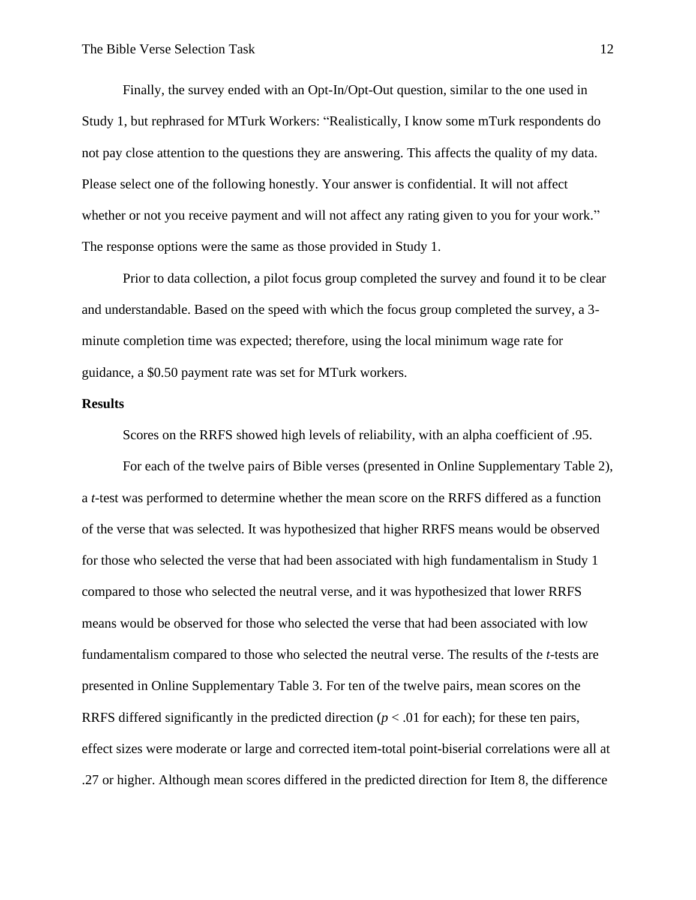Finally, the survey ended with an Opt-In/Opt-Out question, similar to the one used in Study 1, but rephrased for MTurk Workers: "Realistically, I know some mTurk respondents do not pay close attention to the questions they are answering. This affects the quality of my data. Please select one of the following honestly. Your answer is confidential. It will not affect whether or not you receive payment and will not affect any rating given to you for your work." The response options were the same as those provided in Study 1.

Prior to data collection, a pilot focus group completed the survey and found it to be clear and understandable. Based on the speed with which the focus group completed the survey, a 3-minute completion time was expected; therefore, using the local minimum wage rate for guidance, a $0.50 payment rate was set for MTurk workers.

**Results**

Scores on the RRFS showed high levels of reliability, with an alpha coefficient of .95.

For each of the twelve pairs of Bible verses (presented in Online Supplementary Table 2), a *t*-test was performed to determine whether the mean score on the RRFS differed as a function of the verse that was selected. It was hypothesized that higher RRFS means would be observed for those who selected the verse that had been associated with high fundamentalism in Study 1 compared to those who selected the neutral verse, and it was hypothesized that lower RRFS means would be observed for those who selected the verse that had been associated with low fundamentalism compared to those who selected the neutral verse. The results of the *t*-tests are presented in Online Supplementary Table 3. For ten of the twelve pairs, mean scores on the RRFS differed significantly in the predicted direction ($p < .01$ for each); for these ten pairs, effect sizes were moderate or large and corrected item-total point-biserial correlations were all at .27 or higher. Although mean scores differed in the predicted direction for Item 8, the difference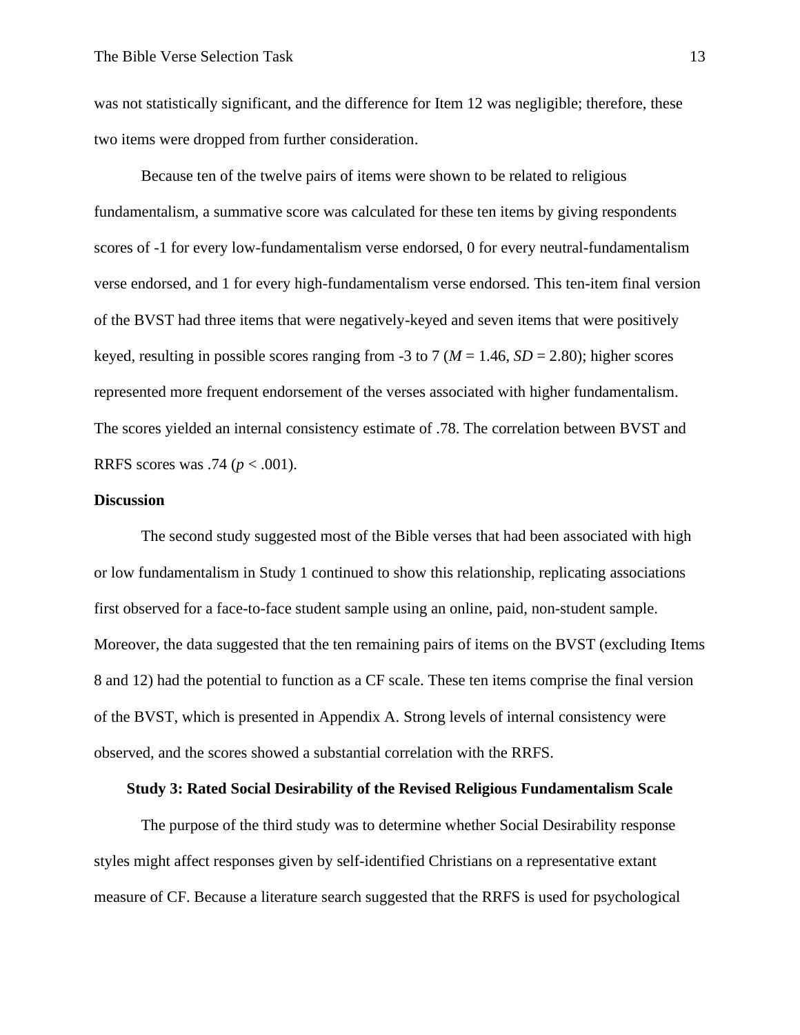was not statistically significant, and the difference for Item 12 was negligible; therefore, these two items were dropped from further consideration.

Because ten of the twelve pairs of items were shown to be related to religious fundamentalism, a summative score was calculated for these ten items by giving respondents scores of -1 for every low-fundamentalism verse endorsed, 0 for every neutral-fundamentalism verse endorsed, and 1 for every high-fundamentalism verse endorsed. This ten-item final version of the BVST had three items that were negatively-keyed and seven items that were positively keyed, resulting in possible scores ranging from -3 to 7 ($M = 1.46$, $SD = 2.80$); higher scores represented more frequent endorsement of the verses associated with higher fundamentalism. The scores yielded an internal consistency estimate of .78. The correlation between BVST and RRFS scores was .74 ($p < .001$).

## Discussion

The second study suggested most of the Bible verses that had been associated with high or low fundamentalism in Study 1 continued to show this relationship, replicating associations first observed for a face-to-face student sample using an online, paid, non-student sample. Moreover, the data suggested that the ten remaining pairs of items on the BVST (excluding Items 8 and 12) had the potential to function as a CF scale. These ten items comprise the final version of the BVST, which is presented in Appendix A. Strong levels of internal consistency were observed, and the scores showed a substantial correlation with the RRFS.

## Study 3: Rated Social Desirability of the Revised Religious Fundamentalism Scale

The purpose of the third study was to determine whether Social Desirability response styles might affect responses given by self-identified Christians on a representative extant measure of CF. Because a literature search suggested that the RRFS is used for psychological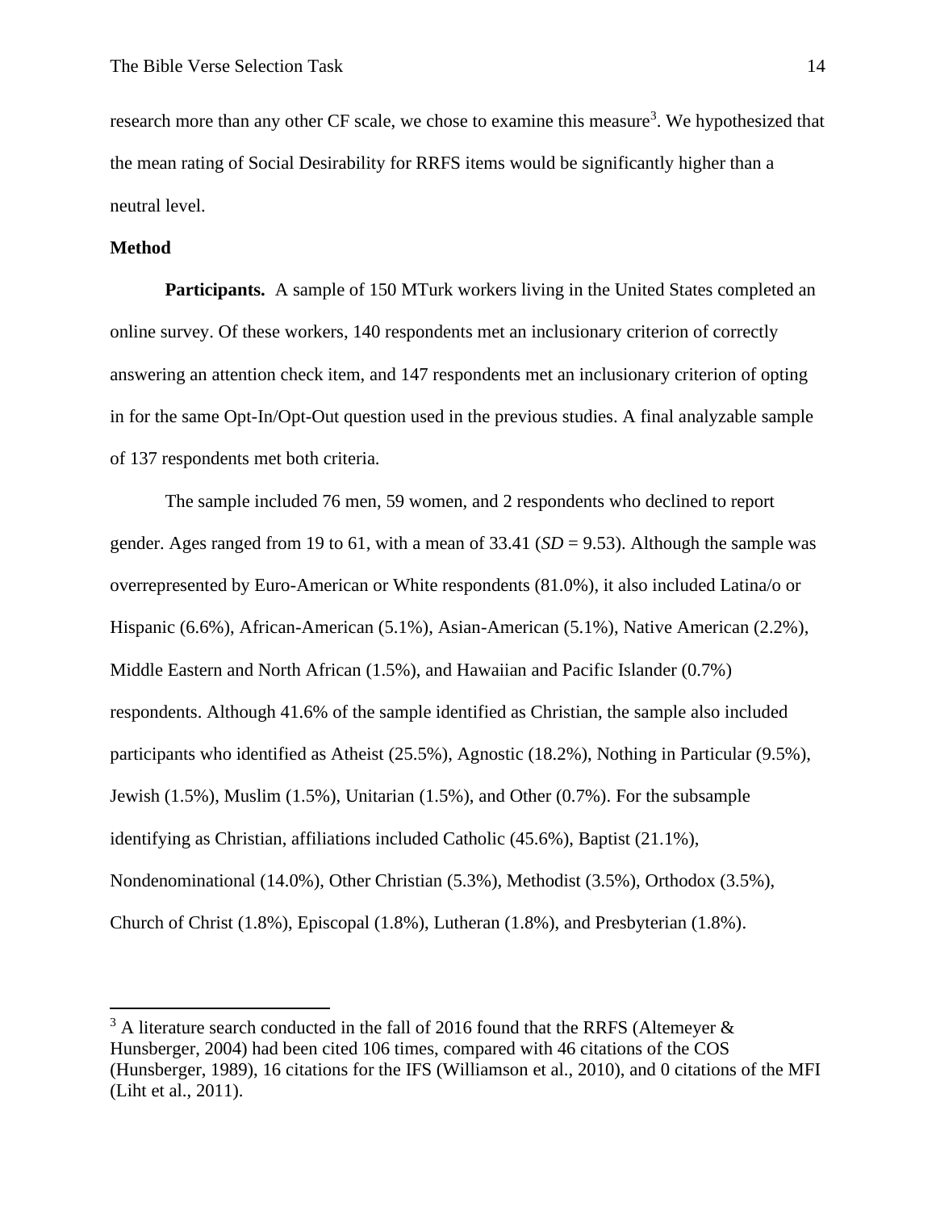research more than any other CF scale, we chose to examine this measure[3]. We hypothesized that the mean rating of Social Desirability for RRFS items would be significantly higher than a neutral level.

**Method**

**Participants.** A sample of 150 MTurk workers living in the United States completed an online survey. Of these workers, 140 respondents met an inclusionary criterion of correctly answering an attention check item, and 147 respondents met an inclusionary criterion of opting in for the same Opt-In/Opt-Out question used in the previous studies. A final analyzable sample of 137 respondents met both criteria.

The sample included 76 men, 59 women, and 2 respondents who declined to report gender. Ages ranged from 19 to 61, with a mean of 33.41 (*SD* = 9.53). Although the sample was overrepresented by Euro-American or White respondents (81.0%), it also included Latina/o or Hispanic (6.6%), African-American (5.1%), Asian-American (5.1%), Native American (2.2%), Middle Eastern and North African (1.5%), and Hawaiian and Pacific Islander (0.7%) respondents. Although 41.6% of the sample identified as Christian, the sample also included participants who identified as Atheist (25.5%), Agnostic (18.2%), Nothing in Particular (9.5%), Jewish (1.5%), Muslim (1.5%), Unitarian (1.5%), and Other (0.7%). For the subsample identifying as Christian, affiliations included Catholic (45.6%), Baptist (21.1%), Nondenominational (14.0%), Other Christian (5.3%), Methodist (3.5%), Orthodox (3.5%), Church of Christ (1.8%), Episcopal (1.8%), Lutheran (1.8%), and Presbyterian (1.8%).

[3] A literature search conducted in the fall of 2016 found that the RRFS (Altemeyer & Hunsberger, 2004) had been cited 106 times, compared with 46 citations of the COS (Hunsberger, 1989), 16 citations for the IFS (Williamson et al., 2010), and 0 citations of the MFI (Liht et al., 2011).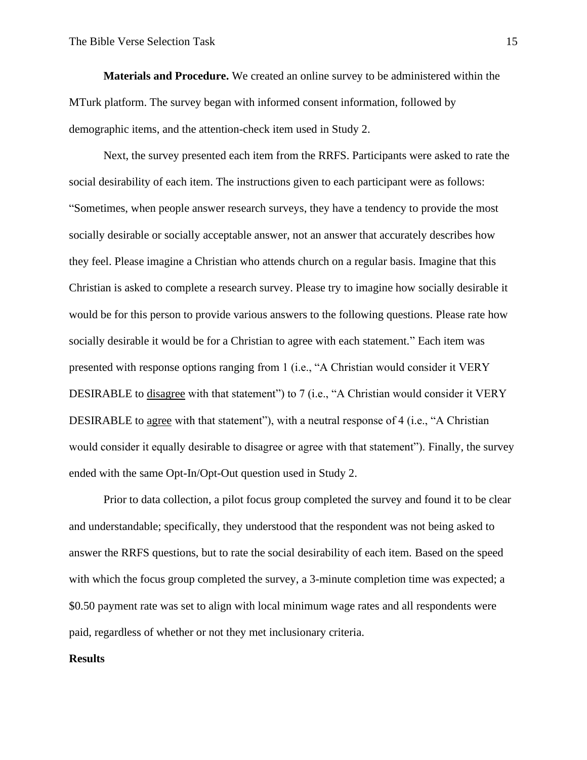**Materials and Procedure.** We created an online survey to be administered within the MTurk platform. The survey began with informed consent information, followed by demographic items, and the attention-check item used in Study 2.

Next, the survey presented each item from the RRFS. Participants were asked to rate the social desirability of each item. The instructions given to each participant were as follows: "Sometimes, when people answer research surveys, they have a tendency to provide the most socially desirable or socially acceptable answer, not an answer that accurately describes how they feel. Please imagine a Christian who attends church on a regular basis. Imagine that this Christian is asked to complete a research survey. Please try to imagine how socially desirable it would be for this person to provide various answers to the following questions. Please rate how socially desirable it would be for a Christian to agree with each statement." Each item was presented with response options ranging from 1 (i.e., "A Christian would consider it VERY DESIRABLE to <u>disagree</u> with that statement") to 7 (i.e., "A Christian would consider it VERY DESIRABLE to <u>agree</u> with that statement"), with a neutral response of 4 (i.e., "A Christian would consider it equally desirable to disagree or agree with that statement"). Finally, the survey ended with the same Opt-In/Opt-Out question used in Study 2.

Prior to data collection, a pilot focus group completed the survey and found it to be clear and understandable; specifically, they understood that the respondent was not being asked to answer the RRFS questions, but to rate the social desirability of each item. Based on the speed with which the focus group completed the survey, a 3-minute completion time was expected; a $0.50 payment rate was set to align with local minimum wage rates and all respondents were paid, regardless of whether or not they met inclusionary criteria.

**Results**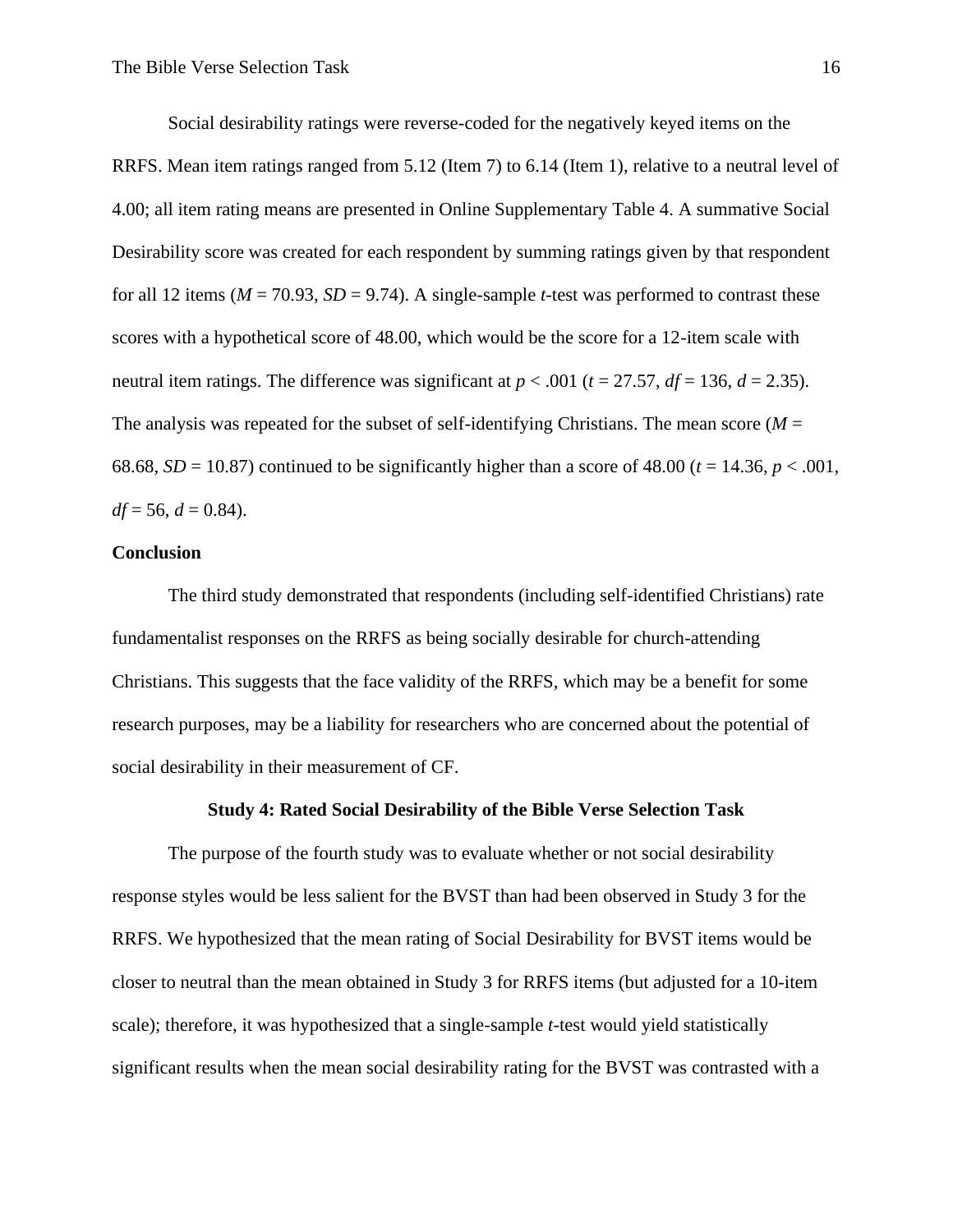Social desirability ratings were reverse-coded for the negatively keyed items on the RRFS. Mean item ratings ranged from 5.12 (Item 7) to 6.14 (Item 1), relative to a neutral level of 4.00; all item rating means are presented in Online Supplementary Table 4. A summative Social Desirability score was created for each respondent by summing ratings given by that respondent for all 12 items ($M = 70.93$, $SD = 9.74$). A single-sample *t*-test was performed to contrast these scores with a hypothetical score of 48.00, which would be the score for a 12-item scale with neutral item ratings. The difference was significant at $p < .001$ ($t = 27.57$, $df = 136$, $d = 2.35$). The analysis was repeated for the subset of self-identifying Christians. The mean score ($M = 68.68$, $SD = 10.87$) continued to be significantly higher than a score of 48.00 ($t = 14.36$, $p < .001$, $df = 56$, $d = 0.84$).

**Conclusion**

The third study demonstrated that respondents (including self-identified Christians) rate fundamentalist responses on the RRFS as being socially desirable for church-attending Christians. This suggests that the face validity of the RRFS, which may be a benefit for some research purposes, may be a liability for researchers who are concerned about the potential of social desirability in their measurement of CF.

## Study 4: Rated Social Desirability of the Bible Verse Selection Task

The purpose of the fourth study was to evaluate whether or not social desirability response styles would be less salient for the BVST than had been observed in Study 3 for the RRFS. We hypothesized that the mean rating of Social Desirability for BVST items would be closer to neutral than the mean obtained in Study 3 for RRFS items (but adjusted for a 10-item scale); therefore, it was hypothesized that a single-sample *t*-test would yield statistically significant results when the mean social desirability rating for the BVST was contrasted with a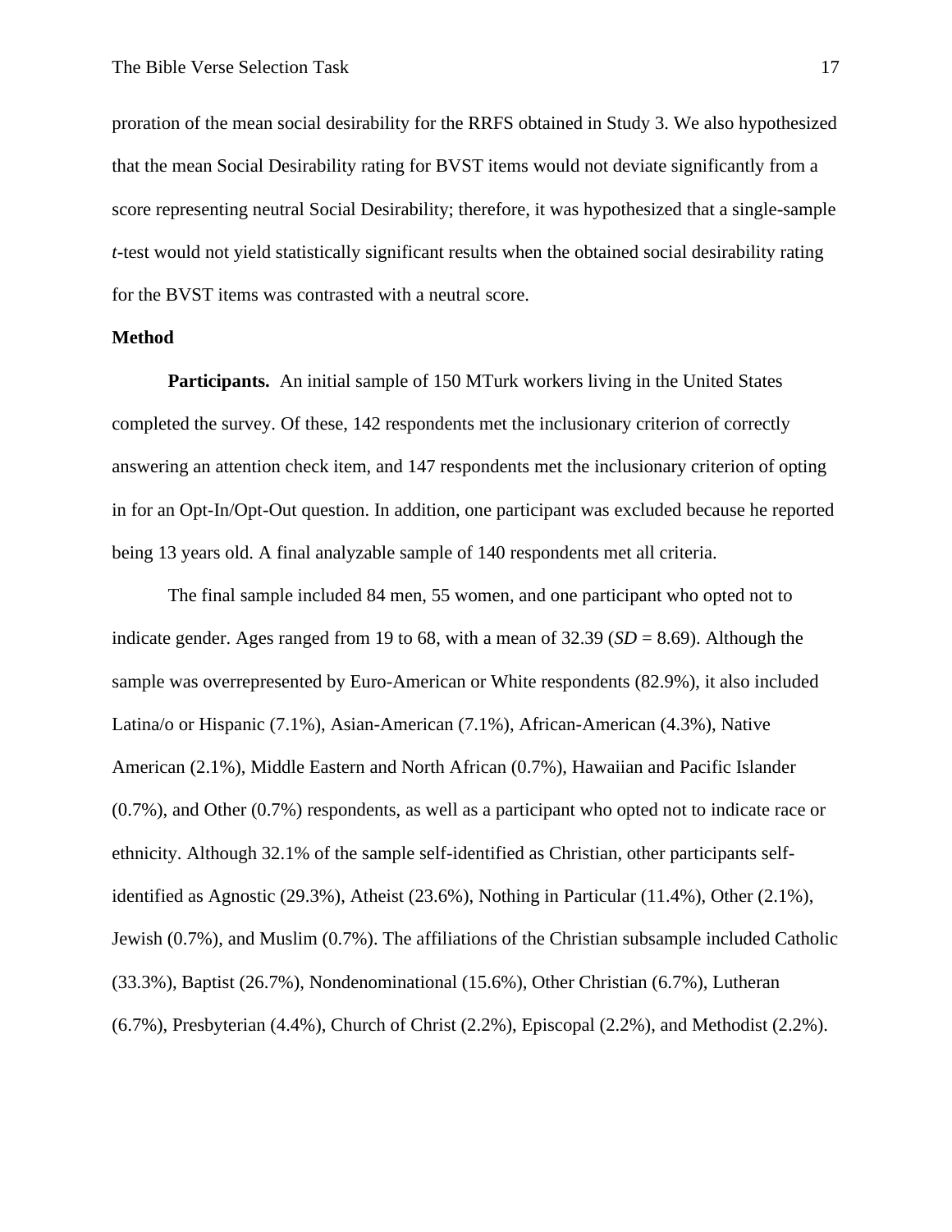proration of the mean social desirability for the RRFS obtained in Study 3. We also hypothesized that the mean Social Desirability rating for BVST items would not deviate significantly from a score representing neutral Social Desirability; therefore, it was hypothesized that a single-sample *t*-test would not yield statistically significant results when the obtained social desirability rating for the BVST items was contrasted with a neutral score.

**Method**

**Participants.** An initial sample of 150 MTurk workers living in the United States completed the survey. Of these, 142 respondents met the inclusionary criterion of correctly answering an attention check item, and 147 respondents met the inclusionary criterion of opting in for an Opt-In/Opt-Out question. In addition, one participant was excluded because he reported being 13 years old. A final analyzable sample of 140 respondents met all criteria.

The final sample included 84 men, 55 women, and one participant who opted not to indicate gender. Ages ranged from 19 to 68, with a mean of 32.39 (*SD* = 8.69). Although the sample was overrepresented by Euro-American or White respondents (82.9%), it also included Latina/o or Hispanic (7.1%), Asian-American (7.1%), African-American (4.3%), Native American (2.1%), Middle Eastern and North African (0.7%), Hawaiian and Pacific Islander (0.7%), and Other (0.7%) respondents, as well as a participant who opted not to indicate race or ethnicity. Although 32.1% of the sample self-identified as Christian, other participants self-identified as Agnostic (29.3%), Atheist (23.6%), Nothing in Particular (11.4%), Other (2.1%), Jewish (0.7%), and Muslim (0.7%). The affiliations of the Christian subsample included Catholic (33.3%), Baptist (26.7%), Nondenominational (15.6%), Other Christian (6.7%), Lutheran (6.7%), Presbyterian (4.4%), Church of Christ (2.2%), Episcopal (2.2%), and Methodist (2.2%).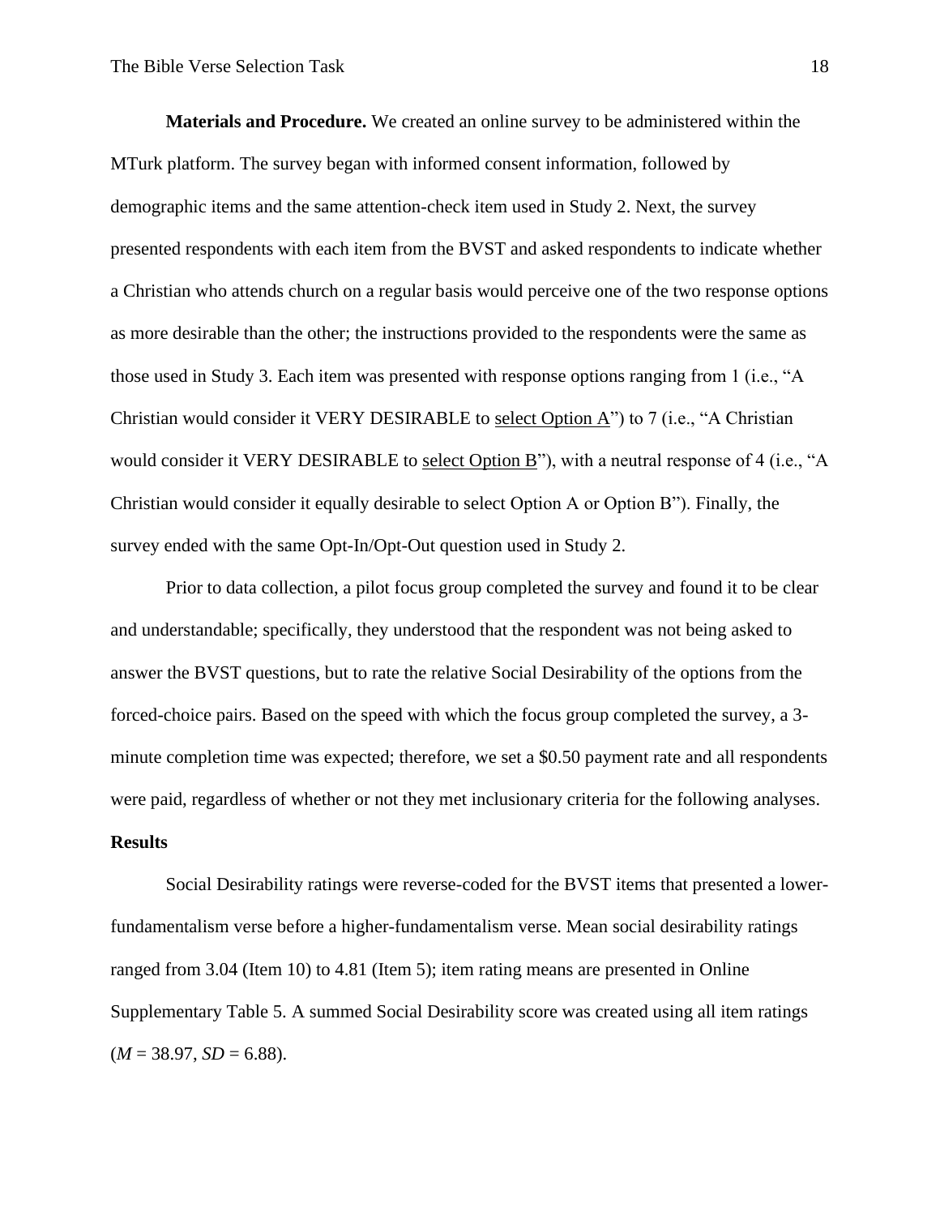**Materials and Procedure.** We created an online survey to be administered within the MTurk platform. The survey began with informed consent information, followed by demographic items and the same attention-check item used in Study 2. Next, the survey presented respondents with each item from the BVST and asked respondents to indicate whether a Christian who attends church on a regular basis would perceive one of the two response options as more desirable than the other; the instructions provided to the respondents were the same as those used in Study 3. Each item was presented with response options ranging from 1 (i.e., "A Christian would consider it VERY DESIRABLE to <u>select Option A</u>") to 7 (i.e., "A Christian would consider it VERY DESIRABLE to <u>select Option B</u>"), with a neutral response of 4 (i.e., "A Christian would consider it equally desirable to select Option A or Option B"). Finally, the survey ended with the same Opt-In/Opt-Out question used in Study 2.

Prior to data collection, a pilot focus group completed the survey and found it to be clear and understandable; specifically, they understood that the respondent was not being asked to answer the BVST questions, but to rate the relative Social Desirability of the options from the forced-choice pairs. Based on the speed with which the focus group completed the survey, a 3-minute completion time was expected; therefore, we set a $0.50 payment rate and all respondents were paid, regardless of whether or not they met inclusionary criteria for the following analyses.

### Results

Social Desirability ratings were reverse-coded for the BVST items that presented a lower-fundamentalism verse before a higher-fundamentalism verse. Mean social desirability ratings ranged from 3.04 (Item 10) to 4.81 (Item 5); item rating means are presented in Online Supplementary Table 5. A summed Social Desirability score was created using all item ratings ($M$ = 38.97, $SD$ = 6.88).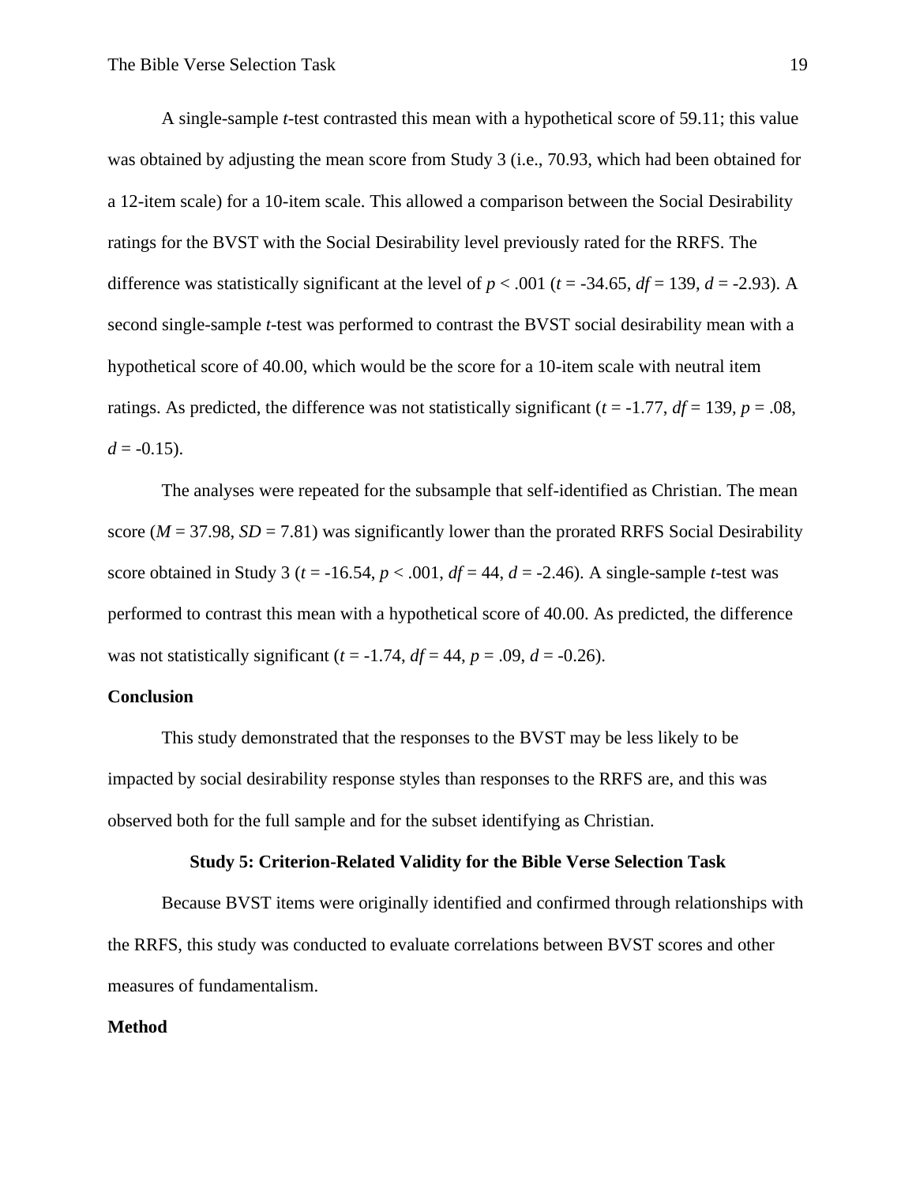A single-sample *t*-test contrasted this mean with a hypothetical score of 59.11; this value was obtained by adjusting the mean score from Study 3 (i.e., 70.93, which had been obtained for a 12-item scale) for a 10-item scale. This allowed a comparison between the Social Desirability ratings for the BVST with the Social Desirability level previously rated for the RRFS. The difference was statistically significant at the level of $p < .001$ ($t = -34.65$, $df = 139$, $d = -2.93$). A second single-sample *t*-test was performed to contrast the BVST social desirability mean with a hypothetical score of 40.00, which would be the score for a 10-item scale with neutral item ratings. As predicted, the difference was not statistically significant ($t = -1.77$, $df = 139$, $p = .08$, $d = -0.15$).

The analyses were repeated for the subsample that self-identified as Christian. The mean score ($M = 37.98$, $SD = 7.81$) was significantly lower than the prorated RRFS Social Desirability score obtained in Study 3 ($t = -16.54$, $p < .001$, $df = 44$, $d = -2.46$). A single-sample *t*-test was performed to contrast this mean with a hypothetical score of 40.00. As predicted, the difference was not statistically significant ($t = -1.74$, $df = 44$, $p = .09$, $d = -0.26$).

**Conclusion**

This study demonstrated that the responses to the BVST may be less likely to be impacted by social desirability response styles than responses to the RRFS are, and this was observed both for the full sample and for the subset identifying as Christian.

## Study 5: Criterion-Related Validity for the Bible Verse Selection Task

Because BVST items were originally identified and confirmed through relationships with the RRFS, this study was conducted to evaluate correlations between BVST scores and other measures of fundamentalism.

**Method**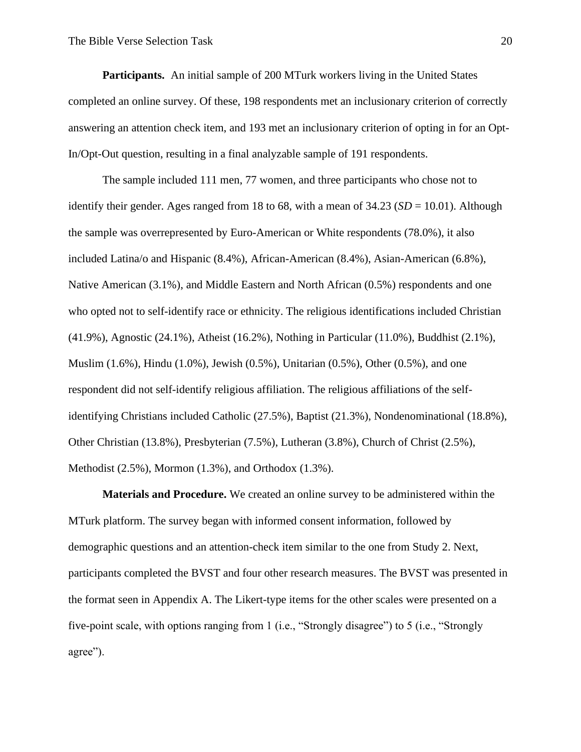**Participants.** An initial sample of 200 MTurk workers living in the United States completed an online survey. Of these, 198 respondents met an inclusionary criterion of correctly answering an attention check item, and 193 met an inclusionary criterion of opting in for an Opt-In/Opt-Out question, resulting in a final analyzable sample of 191 respondents.

The sample included 111 men, 77 women, and three participants who chose not to identify their gender. Ages ranged from 18 to 68, with a mean of 34.23 (*SD* = 10.01). Although the sample was overrepresented by Euro-American or White respondents (78.0%), it also included Latina/o and Hispanic (8.4%), African-American (8.4%), Asian-American (6.8%), Native American (3.1%), and Middle Eastern and North African (0.5%) respondents and one who opted not to self-identify race or ethnicity. The religious identifications included Christian (41.9%), Agnostic (24.1%), Atheist (16.2%), Nothing in Particular (11.0%), Buddhist (2.1%), Muslim (1.6%), Hindu (1.0%), Jewish (0.5%), Unitarian (0.5%), Other (0.5%), and one respondent did not self-identify religious affiliation. The religious affiliations of the self-identifying Christians included Catholic (27.5%), Baptist (21.3%), Nondenominational (18.8%), Other Christian (13.8%), Presbyterian (7.5%), Lutheran (3.8%), Church of Christ (2.5%), Methodist (2.5%), Mormon (1.3%), and Orthodox (1.3%).

**Materials and Procedure.** We created an online survey to be administered within the MTurk platform. The survey began with informed consent information, followed by demographic questions and an attention-check item similar to the one from Study 2. Next, participants completed the BVST and four other research measures. The BVST was presented in the format seen in Appendix A. The Likert-type items for the other scales were presented on a five-point scale, with options ranging from 1 (i.e., "Strongly disagree") to 5 (i.e., "Strongly agree").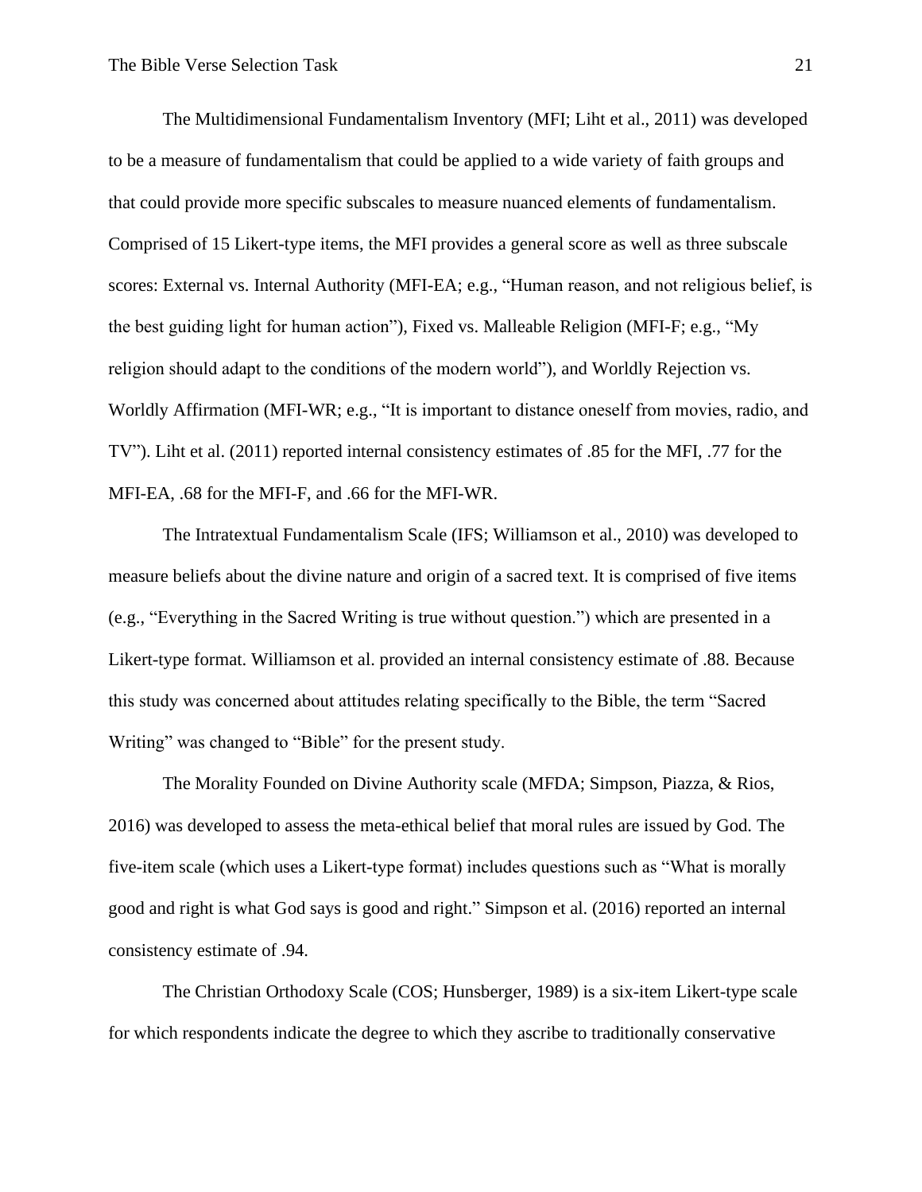The Multidimensional Fundamentalism Inventory (MFI; Liht et al., 2011) was developed to be a measure of fundamentalism that could be applied to a wide variety of faith groups and that could provide more specific subscales to measure nuanced elements of fundamentalism. Comprised of 15 Likert-type items, the MFI provides a general score as well as three subscale scores: External vs. Internal Authority (MFI-EA; e.g., "Human reason, and not religious belief, is the best guiding light for human action"), Fixed vs. Malleable Religion (MFI-F; e.g., "My religion should adapt to the conditions of the modern world"), and Worldly Rejection vs. Worldly Affirmation (MFI-WR; e.g., "It is important to distance oneself from movies, radio, and TV"). Liht et al. (2011) reported internal consistency estimates of .85 for the MFI, .77 for the MFI-EA, .68 for the MFI-F, and .66 for the MFI-WR.

The Intratextual Fundamentalism Scale (IFS; Williamson et al., 2010) was developed to measure beliefs about the divine nature and origin of a sacred text. It is comprised of five items (e.g., "Everything in the Sacred Writing is true without question.") which are presented in a Likert-type format. Williamson et al. provided an internal consistency estimate of .88. Because this study was concerned about attitudes relating specifically to the Bible, the term "Sacred Writing" was changed to "Bible" for the present study.

The Morality Founded on Divine Authority scale (MFDA; Simpson, Piazza, & Rios, 2016) was developed to assess the meta-ethical belief that moral rules are issued by God. The five-item scale (which uses a Likert-type format) includes questions such as "What is morally good and right is what God says is good and right." Simpson et al. (2016) reported an internal consistency estimate of .94.

The Christian Orthodoxy Scale (COS; Hunsberger, 1989) is a six-item Likert-type scale for which respondents indicate the degree to which they ascribe to traditionally conservative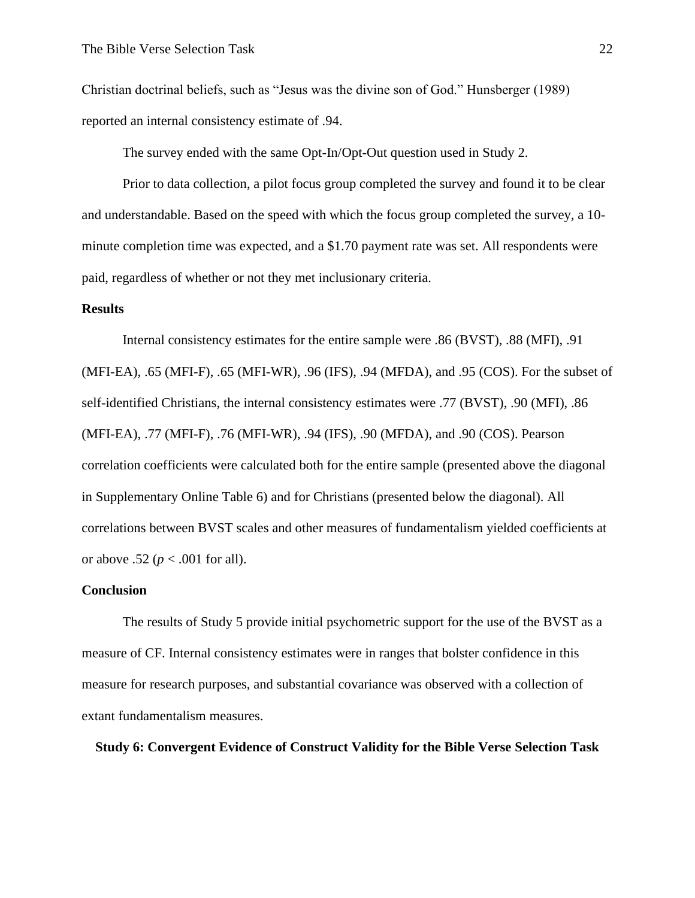Christian doctrinal beliefs, such as “Jesus was the divine son of God.” Hunsberger (1989) reported an internal consistency estimate of .94.

The survey ended with the same Opt-In/Opt-Out question used in Study 2.

Prior to data collection, a pilot focus group completed the survey and found it to be clear and understandable. Based on the speed with which the focus group completed the survey, a 10-minute completion time was expected, and a $1.70 payment rate was set. All respondents were paid, regardless of whether or not they met inclusionary criteria.

## Results

Internal consistency estimates for the entire sample were .86 (BVST), .88 (MFI), .91 (MFI-EA), .65 (MFI-F), .65 (MFI-WR), .96 (IFS), .94 (MFDA), and .95 (COS). For the subset of self-identified Christians, the internal consistency estimates were .77 (BVST), .90 (MFI), .86 (MFI-EA), .77 (MFI-F), .76 (MFI-WR), .94 (IFS), .90 (MFDA), and .90 (COS). Pearson correlation coefficients were calculated both for the entire sample (presented above the diagonal in Supplementary Online Table 6) and for Christians (presented below the diagonal). All correlations between BVST scales and other measures of fundamentalism yielded coefficients at or above .52 ($p < .001$ for all).

## Conclusion

The results of Study 5 provide initial psychometric support for the use of the BVST as a measure of CF. Internal consistency estimates were in ranges that bolster confidence in this measure for research purposes, and substantial covariance was observed with a collection of extant fundamentalism measures.

# Study 6: Convergent Evidence of Construct Validity for the Bible Verse Selection Task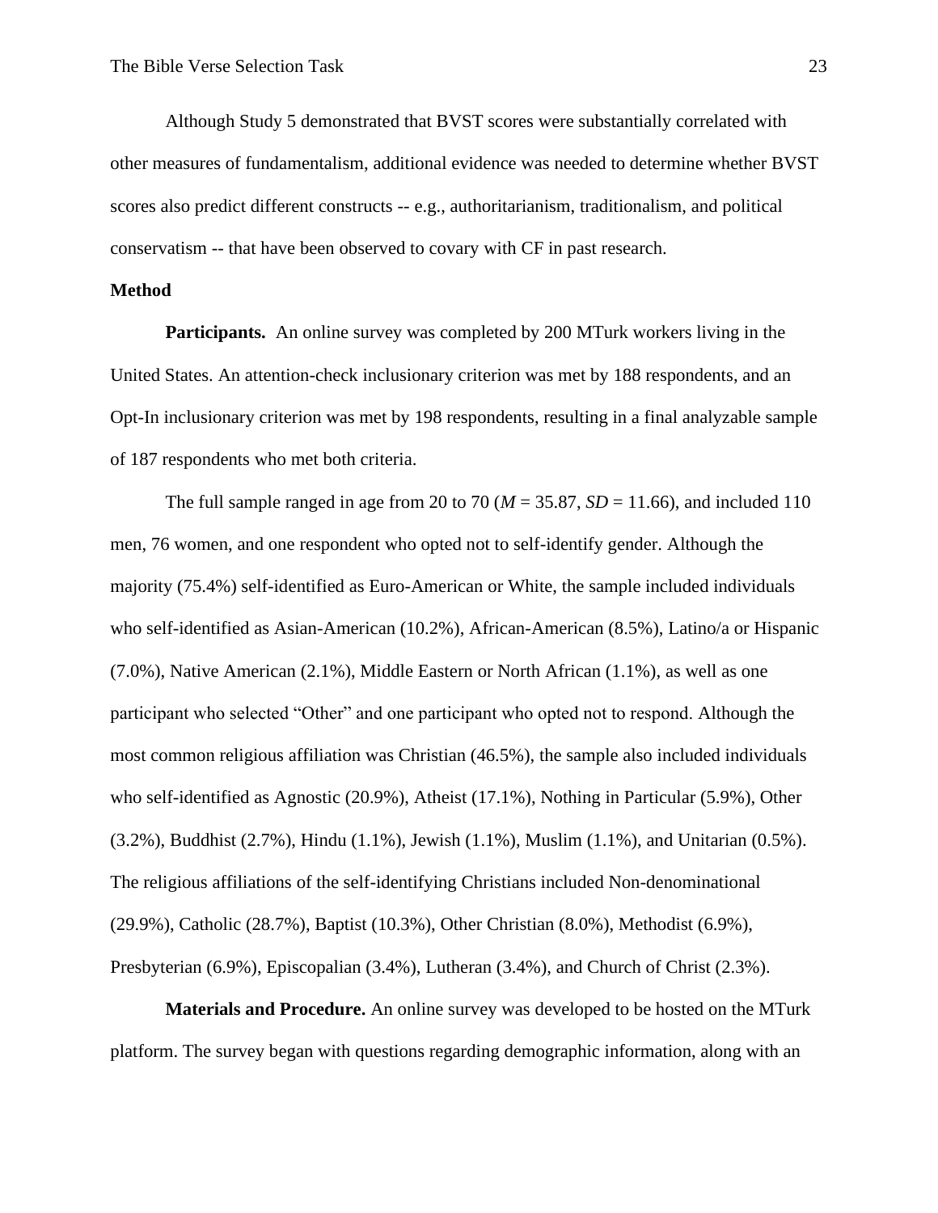Although Study 5 demonstrated that BVST scores were substantially correlated with other measures of fundamentalism, additional evidence was needed to determine whether BVST scores also predict different constructs -- e.g., authoritarianism, traditionalism, and political conservatism -- that have been observed to covary with CF in past research.

**Method**

**Participants.** An online survey was completed by 200 MTurk workers living in the United States. An attention-check inclusionary criterion was met by 188 respondents, and an Opt-In inclusionary criterion was met by 198 respondents, resulting in a final analyzable sample of 187 respondents who met both criteria.

The full sample ranged in age from 20 to 70 ($M$ = 35.87, $SD$ = 11.66), and included 110 men, 76 women, and one respondent who opted not to self-identify gender. Although the majority (75.4%) self-identified as Euro-American or White, the sample included individuals who self-identified as Asian-American (10.2%), African-American (8.5%), Latino/a or Hispanic (7.0%), Native American (2.1%), Middle Eastern or North African (1.1%), as well as one participant who selected "Other" and one participant who opted not to respond. Although the most common religious affiliation was Christian (46.5%), the sample also included individuals who self-identified as Agnostic (20.9%), Atheist (17.1%), Nothing in Particular (5.9%), Other (3.2%), Buddhist (2.7%), Hindu (1.1%), Jewish (1.1%), Muslim (1.1%), and Unitarian (0.5%). The religious affiliations of the self-identifying Christians included Non-denominational (29.9%), Catholic (28.7%), Baptist (10.3%), Other Christian (8.0%), Methodist (6.9%), Presbyterian (6.9%), Episcopalian (3.4%), Lutheran (3.4%), and Church of Christ (2.3%).

**Materials and Procedure.** An online survey was developed to be hosted on the MTurk platform. The survey began with questions regarding demographic information, along with an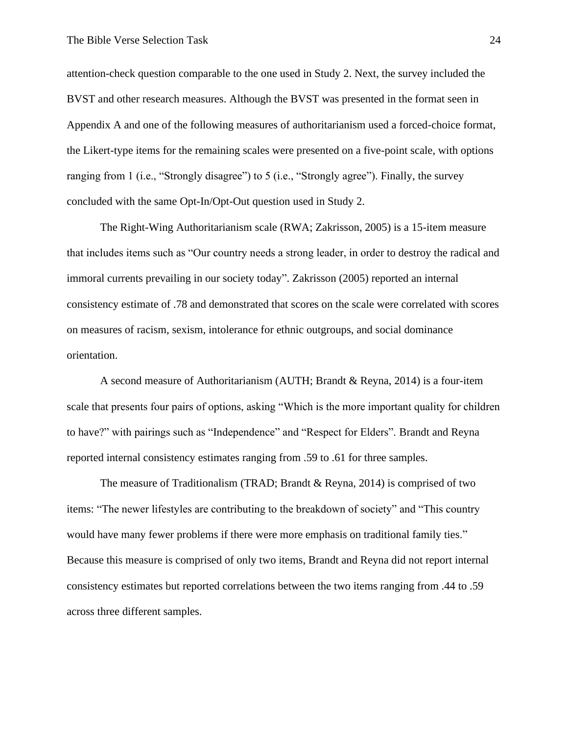attention-check question comparable to the one used in Study 2. Next, the survey included the BVST and other research measures. Although the BVST was presented in the format seen in Appendix A and one of the following measures of authoritarianism used a forced-choice format, the Likert-type items for the remaining scales were presented on a five-point scale, with options ranging from 1 (i.e., "Strongly disagree") to 5 (i.e., "Strongly agree"). Finally, the survey concluded with the same Opt-In/Opt-Out question used in Study 2.

The Right-Wing Authoritarianism scale (RWA; Zakrisson, 2005) is a 15-item measure that includes items such as "Our country needs a strong leader, in order to destroy the radical and immoral currents prevailing in our society today". Zakrisson (2005) reported an internal consistency estimate of .78 and demonstrated that scores on the scale were correlated with scores on measures of racism, sexism, intolerance for ethnic outgroups, and social dominance orientation.

A second measure of Authoritarianism (AUTH; Brandt & Reyna, 2014) is a four-item scale that presents four pairs of options, asking "Which is the more important quality for children to have?" with pairings such as "Independence" and "Respect for Elders". Brandt and Reyna reported internal consistency estimates ranging from .59 to .61 for three samples.

The measure of Traditionalism (TRAD; Brandt & Reyna, 2014) is comprised of two items: "The newer lifestyles are contributing to the breakdown of society" and "This country would have many fewer problems if there were more emphasis on traditional family ties." Because this measure is comprised of only two items, Brandt and Reyna did not report internal consistency estimates but reported correlations between the two items ranging from .44 to .59 across three different samples.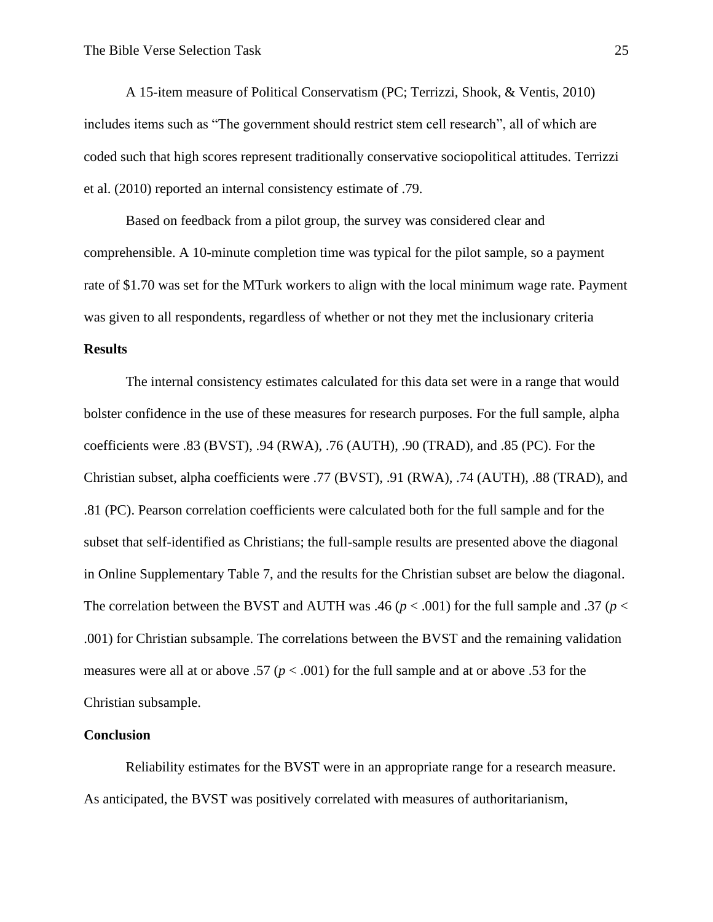A 15-item measure of Political Conservatism (PC; Terrizzi, Shook, & Ventis, 2010) includes items such as "The government should restrict stem cell research", all of which are coded such that high scores represent traditionally conservative sociopolitical attitudes. Terrizzi et al. (2010) reported an internal consistency estimate of .79.

Based on feedback from a pilot group, the survey was considered clear and comprehensible. A 10-minute completion time was typical for the pilot sample, so a payment rate of $1.70 was set for the MTurk workers to align with the local minimum wage rate. Payment was given to all respondents, regardless of whether or not they met the inclusionary criteria

**Results**

The internal consistency estimates calculated for this data set were in a range that would bolster confidence in the use of these measures for research purposes. For the full sample, alpha coefficients were .83 (BVST), .94 (RWA), .76 (AUTH), .90 (TRAD), and .85 (PC). For the Christian subset, alpha coefficients were .77 (BVST), .91 (RWA), .74 (AUTH), .88 (TRAD), and .81 (PC). Pearson correlation coefficients were calculated both for the full sample and for the subset that self-identified as Christians; the full-sample results are presented above the diagonal in Online Supplementary Table 7, and the results for the Christian subset are below the diagonal. The correlation between the BVST and AUTH was .46 ($p < .001$) for the full sample and .37 ($p < .001$) for Christian subsample. The correlations between the BVST and the remaining validation measures were all at or above .57 ($p < .001$) for the full sample and at or above .53 for the Christian subsample.

**Conclusion**

Reliability estimates for the BVST were in an appropriate range for a research measure. As anticipated, the BVST was positively correlated with measures of authoritarianism,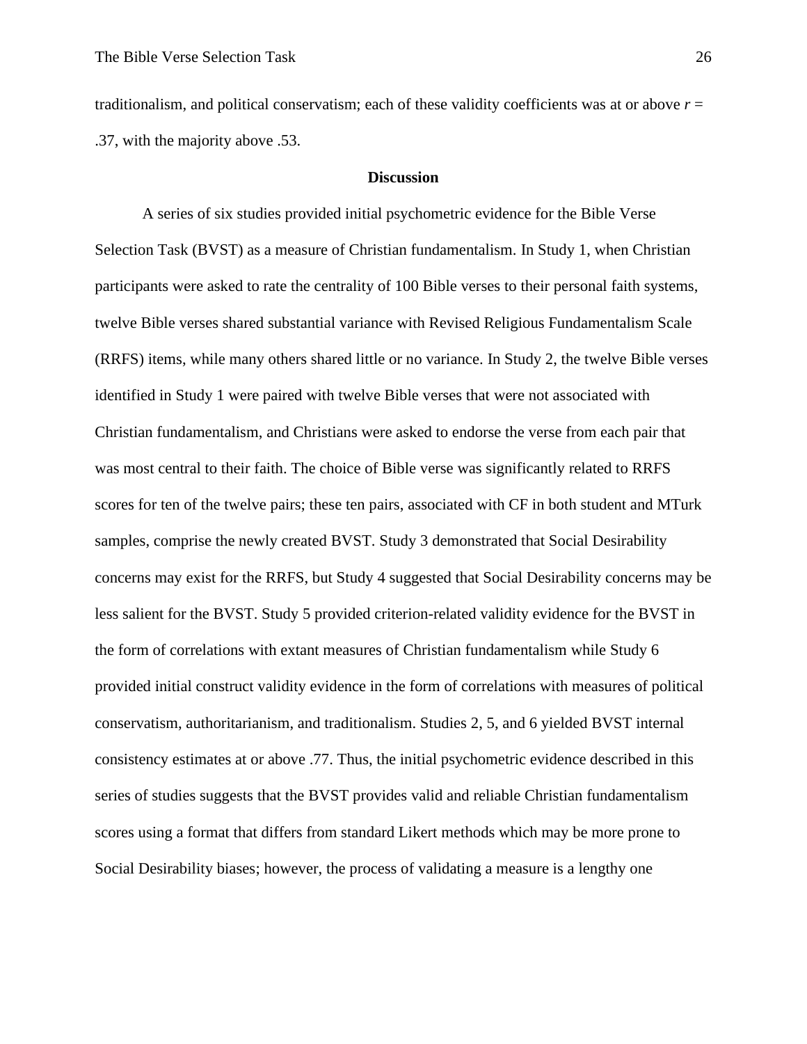traditionalism, and political conservatism; each of these validity coefficients was at or above $r$ = .37, with the majority above .53.

## Discussion

A series of six studies provided initial psychometric evidence for the Bible Verse Selection Task (BVST) as a measure of Christian fundamentalism. In Study 1, when Christian participants were asked to rate the centrality of 100 Bible verses to their personal faith systems, twelve Bible verses shared substantial variance with Revised Religious Fundamentalism Scale (RRFS) items, while many others shared little or no variance. In Study 2, the twelve Bible verses identified in Study 1 were paired with twelve Bible verses that were not associated with Christian fundamentalism, and Christians were asked to endorse the verse from each pair that was most central to their faith. The choice of Bible verse was significantly related to RRFS scores for ten of the twelve pairs; these ten pairs, associated with CF in both student and MTurk samples, comprise the newly created BVST. Study 3 demonstrated that Social Desirability concerns may exist for the RRFS, but Study 4 suggested that Social Desirability concerns may be less salient for the BVST. Study 5 provided criterion-related validity evidence for the BVST in the form of correlations with extant measures of Christian fundamentalism while Study 6 provided initial construct validity evidence in the form of correlations with measures of political conservatism, authoritarianism, and traditionalism. Studies 2, 5, and 6 yielded BVST internal consistency estimates at or above .77. Thus, the initial psychometric evidence described in this series of studies suggests that the BVST provides valid and reliable Christian fundamentalism scores using a format that differs from standard Likert methods which may be more prone to Social Desirability biases; however, the process of validating a measure is a lengthy one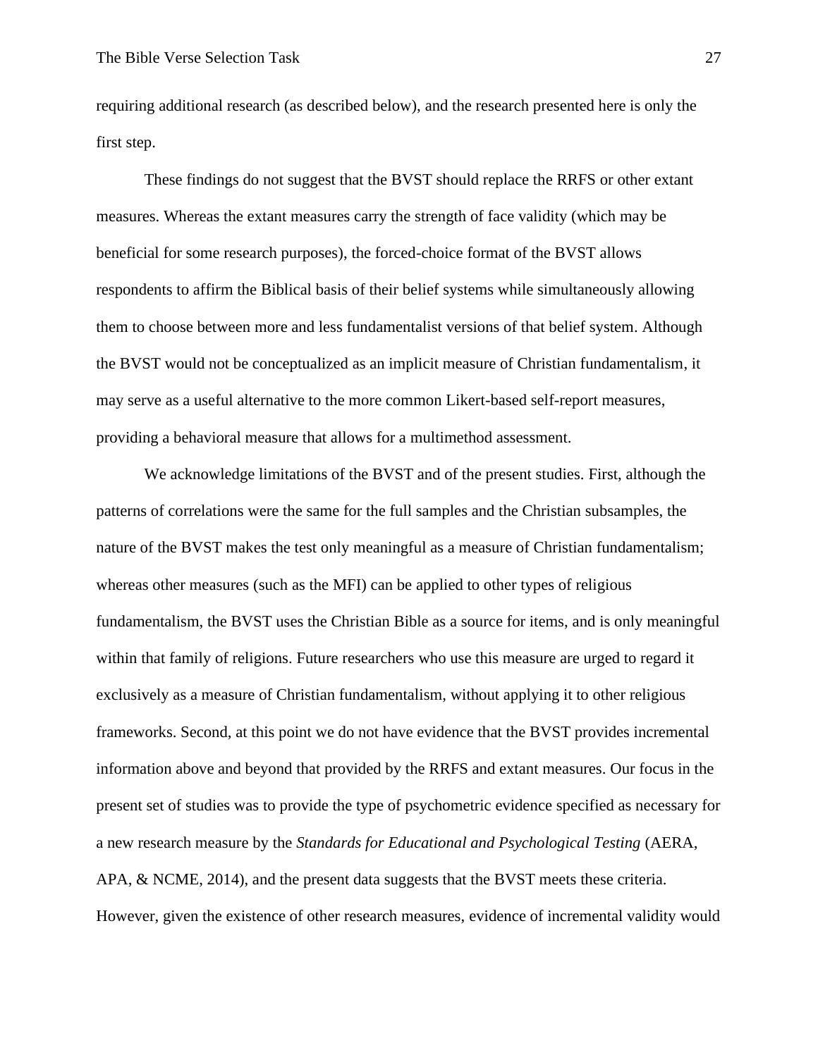requiring additional research (as described below), and the research presented here is only the first step.

These findings do not suggest that the BVST should replace the RRFS or other extant measures. Whereas the extant measures carry the strength of face validity (which may be beneficial for some research purposes), the forced-choice format of the BVST allows respondents to affirm the Biblical basis of their belief systems while simultaneously allowing them to choose between more and less fundamentalist versions of that belief system. Although the BVST would not be conceptualized as an implicit measure of Christian fundamentalism, it may serve as a useful alternative to the more common Likert-based self-report measures, providing a behavioral measure that allows for a multimethod assessment.

We acknowledge limitations of the BVST and of the present studies. First, although the patterns of correlations were the same for the full samples and the Christian subsamples, the nature of the BVST makes the test only meaningful as a measure of Christian fundamentalism; whereas other measures (such as the MFI) can be applied to other types of religious fundamentalism, the BVST uses the Christian Bible as a source for items, and is only meaningful within that family of religions. Future researchers who use this measure are urged to regard it exclusively as a measure of Christian fundamentalism, without applying it to other religious frameworks. Second, at this point we do not have evidence that the BVST provides incremental information above and beyond that provided by the RRFS and extant measures. Our focus in the present set of studies was to provide the type of psychometric evidence specified as necessary for a new research measure by the *Standards for Educational and Psychological Testing* (AERA, APA, & NCME, 2014), and the present data suggests that the BVST meets these criteria. However, given the existence of other research measures, evidence of incremental validity would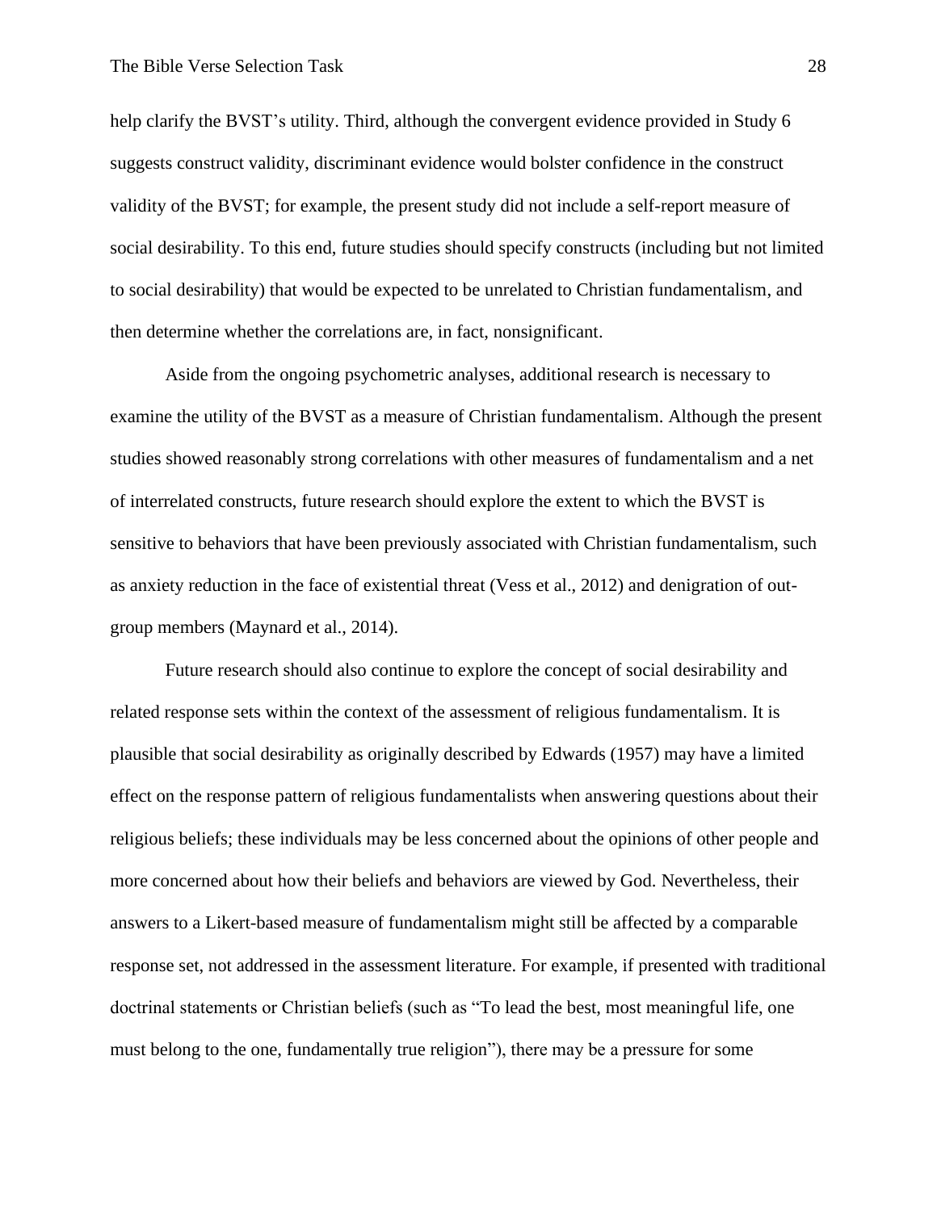help clarify the BVST's utility. Third, although the convergent evidence provided in Study 6 suggests construct validity, discriminant evidence would bolster confidence in the construct validity of the BVST; for example, the present study did not include a self-report measure of social desirability. To this end, future studies should specify constructs (including but not limited to social desirability) that would be expected to be unrelated to Christian fundamentalism, and then determine whether the correlations are, in fact, nonsignificant.

Aside from the ongoing psychometric analyses, additional research is necessary to examine the utility of the BVST as a measure of Christian fundamentalism. Although the present studies showed reasonably strong correlations with other measures of fundamentalism and a net of interrelated constructs, future research should explore the extent to which the BVST is sensitive to behaviors that have been previously associated with Christian fundamentalism, such as anxiety reduction in the face of existential threat (Vess et al., 2012) and denigration of out-group members (Maynard et al., 2014).

Future research should also continue to explore the concept of social desirability and related response sets within the context of the assessment of religious fundamentalism. It is plausible that social desirability as originally described by Edwards (1957) may have a limited effect on the response pattern of religious fundamentalists when answering questions about their religious beliefs; these individuals may be less concerned about the opinions of other people and more concerned about how their beliefs and behaviors are viewed by God. Nevertheless, their answers to a Likert-based measure of fundamentalism might still be affected by a comparable response set, not addressed in the assessment literature. For example, if presented with traditional doctrinal statements or Christian beliefs (such as "To lead the best, most meaningful life, one must belong to the one, fundamentally true religion"), there may be a pressure for some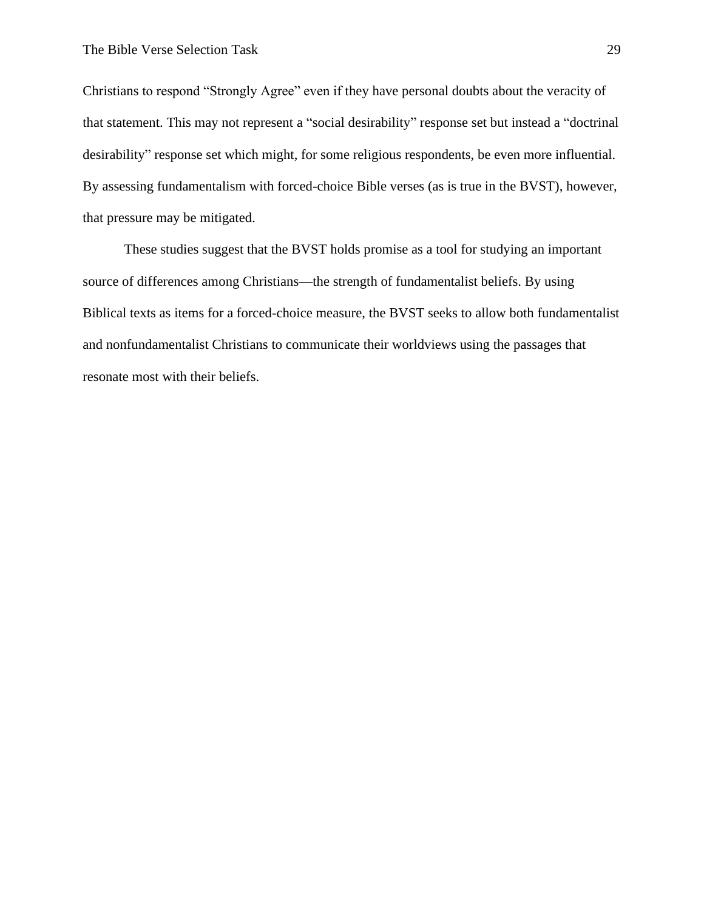Christians to respond “Strongly Agree” even if they have personal doubts about the veracity of that statement. This may not represent a “social desirability” response set but instead a “doctrinal desirability” response set which might, for some religious respondents, be even more influential. By assessing fundamentalism with forced-choice Bible verses (as is true in the BVST), however, that pressure may be mitigated.

These studies suggest that the BVST holds promise as a tool for studying an important source of differences among Christians—the strength of fundamentalist beliefs. By using Biblical texts as items for a forced-choice measure, the BVST seeks to allow both fundamentalist and nonfundamentalist Christians to communicate their worldviews using the passages that resonate most with their beliefs.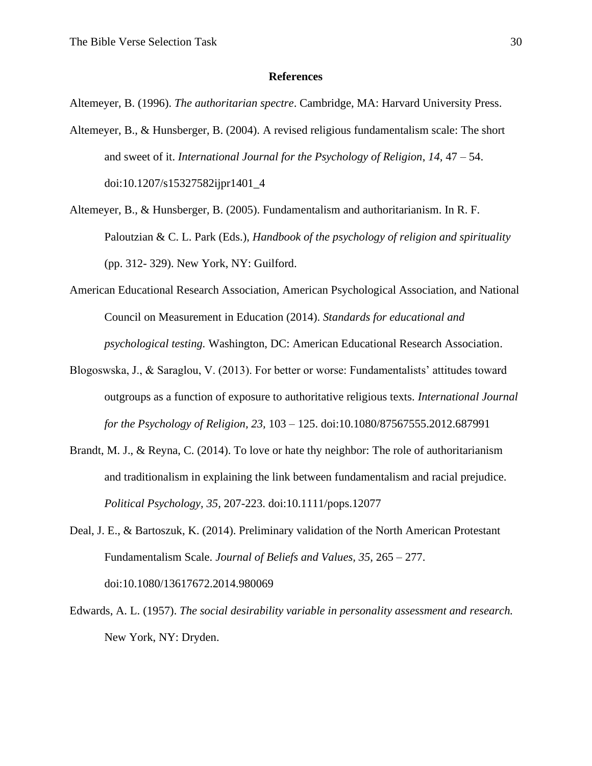## References

Altemeyer, B. (1996). *The authoritarian spectre*. Cambridge, MA: Harvard University Press.

Altemeyer, B., & Hunsberger, B. (2004). A revised religious fundamentalism scale: The short and sweet of it. *International Journal for the Psychology of Religion*, *14*, 47 – 54. doi:10.1207/s15327582ijpr1401_4

Altemeyer, B., & Hunsberger, B. (2005). Fundamentalism and authoritarianism. In R. F. Paloutzian & C. L. Park (Eds.), *Handbook of the psychology of religion and spirituality* (pp. 312- 329). New York, NY: Guilford.

American Educational Research Association, American Psychological Association, and National Council on Measurement in Education (2014). *Standards for educational and psychological testing.* Washington, DC: American Educational Research Association.

Blogoswska, J., & Saraglou, V. (2013). For better or worse: Fundamentalists' attitudes toward outgroups as a function of exposure to authoritative religious texts. *International Journal for the Psychology of Religion, 23,* 103 – 125. doi:10.1080/87567555.2012.687991

Brandt, M. J., & Reyna, C. (2014). To love or hate thy neighbor: The role of authoritarianism and traditionalism in explaining the link between fundamentalism and racial prejudice. *Political Psychology, 35,* 207-223. doi:10.1111/pops.12077

Deal, J. E., & Bartoszuk, K. (2014). Preliminary validation of the North American Protestant Fundamentalism Scale. *Journal of Beliefs and Values, 35,* 265 – 277. doi:10.1080/13617672.2014.980069

Edwards, A. L. (1957). *The social desirability variable in personality assessment and research.* New York, NY: Dryden.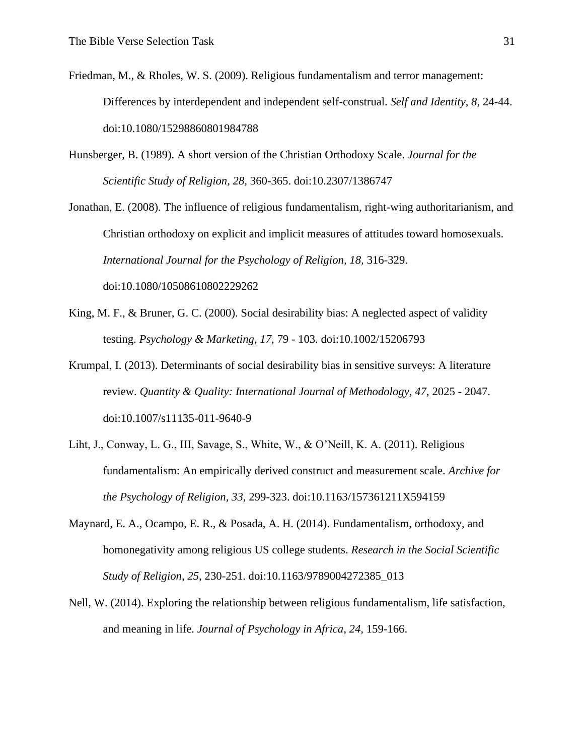Friedman, M., & Rholes, W. S. (2009). Religious fundamentalism and terror management: Differences by interdependent and independent self-construal. *Self and Identity, 8,* 24-44. doi:10.1080/15298860801984788

Hunsberger, B. (1989). A short version of the Christian Orthodoxy Scale. *Journal for the Scientific Study of Religion, 28,* 360-365. doi:10.2307/1386747

Jonathan, E. (2008). The influence of religious fundamentalism, right-wing authoritarianism, and Christian orthodoxy on explicit and implicit measures of attitudes toward homosexuals. *International Journal for the Psychology of Religion, 18,* 316-329. doi:10.1080/10508610802229262

King, M. F., & Bruner, G. C. (2000). Social desirability bias: A neglected aspect of validity testing. *Psychology & Marketing*, *17,* 79 - 103. doi:10.1002/15206793

Krumpal, I. (2013). Determinants of social desirability bias in sensitive surveys: A literature review. *Quantity & Quality: International Journal of Methodology, 47,* 2025 - 2047. doi:10.1007/s11135-011-9640-9

Liht, J., Conway, L. G., III, Savage, S., White, W., & O'Neill, K. A. (2011). Religious fundamentalism: An empirically derived construct and measurement scale. *Archive for the Psychology of Religion, 33,* 299-323. doi:10.1163/157361211X594159

Maynard, E. A., Ocampo, E. R., & Posada, A. H. (2014). Fundamentalism, orthodoxy, and homonegativity among religious US college students. *Research in the Social Scientific Study of Religion, 25,* 230-251. doi:10.1163/9789004272385_013

Nell, W. (2014). Exploring the relationship between religious fundamentalism, life satisfaction, and meaning in life. *Journal of Psychology in Africa, 24,* 159-166.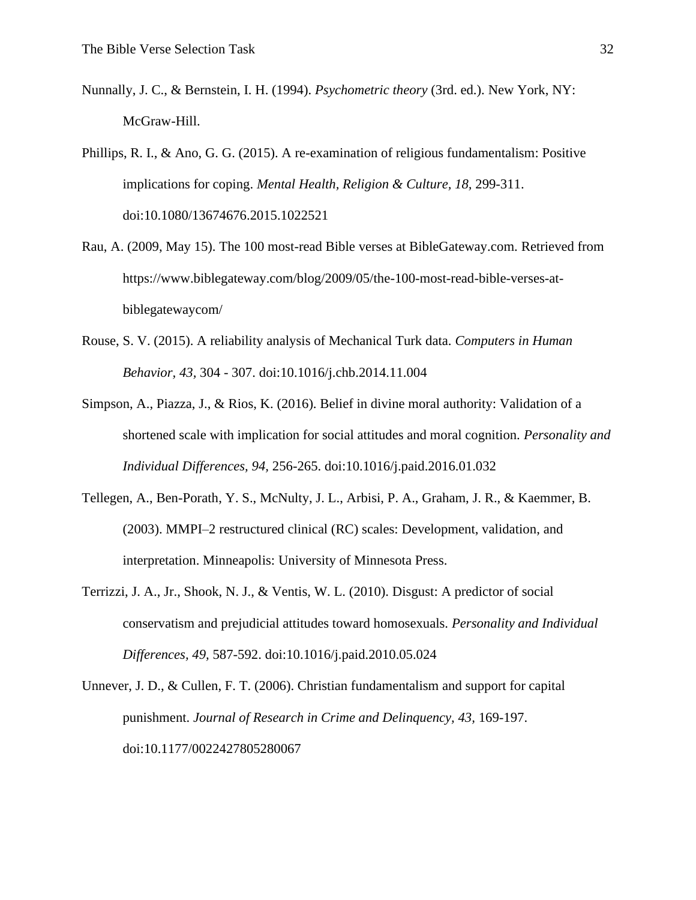Nunnally, J. C., & Bernstein, I. H. (1994). *Psychometric theory* (3rd. ed.). New York, NY: McGraw-Hill.

Phillips, R. I., & Ano, G. G. (2015). A re-examination of religious fundamentalism: Positive implications for coping. *Mental Health, Religion & Culture, 18,* 299-311. doi:10.1080/13674676.2015.1022521

Rau, A. (2009, May 15). The 100 most-read Bible verses at BibleGateway.com. Retrieved from https://www.biblegateway.com/blog/2009/05/the-100-most-read-bible-verses-at-biblegatewaycom/

Rouse, S. V. (2015). A reliability analysis of Mechanical Turk data. *Computers in Human Behavior, 43,* 304 - 307. doi:10.1016/j.chb.2014.11.004

Simpson, A., Piazza, J., & Rios, K. (2016). Belief in divine moral authority: Validation of a shortened scale with implication for social attitudes and moral cognition. *Personality and Individual Differences, 94,* 256-265. doi:10.1016/j.paid.2016.01.032

Tellegen, A., Ben-Porath, Y. S., McNulty, J. L., Arbisi, P. A., Graham, J. R., & Kaemmer, B. (2003). MMPI–2 restructured clinical (RC) scales: Development, validation, and interpretation. Minneapolis: University of Minnesota Press.

Terrizzi, J. A., Jr., Shook, N. J., & Ventis, W. L. (2010). Disgust: A predictor of social conservatism and prejudicial attitudes toward homosexuals. *Personality and Individual Differences, 49,* 587-592. doi:10.1016/j.paid.2010.05.024

Unnever, J. D., & Cullen, F. T. (2006). Christian fundamentalism and support for capital punishment. *Journal of Research in Crime and Delinquency, 43,* 169-197. doi:10.1177/0022427805280067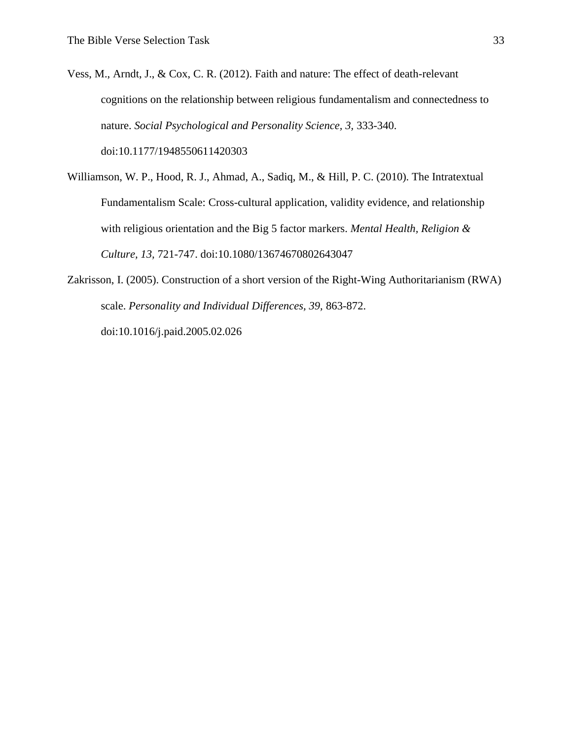Vess, M., Arndt, J., & Cox, C. R. (2012). Faith and nature: The effect of death-relevant cognitions on the relationship between religious fundamentalism and connectedness to nature. *Social Psychological and Personality Science, 3,* 333-340. doi:10.1177/1948550611420303

Williamson, W. P., Hood, R. J., Ahmad, A., Sadiq, M., & Hill, P. C. (2010). The Intratextual Fundamentalism Scale: Cross-cultural application, validity evidence, and relationship with religious orientation and the Big 5 factor markers. *Mental Health, Religion & Culture, 13,* 721-747. doi:10.1080/13674670802643047

Zakrisson, I. (2005). Construction of a short version of the Right-Wing Authoritarianism (RWA) scale. *Personality and Individual Differences, 39,* 863-872. doi:10.1016/j.paid.2005.02.026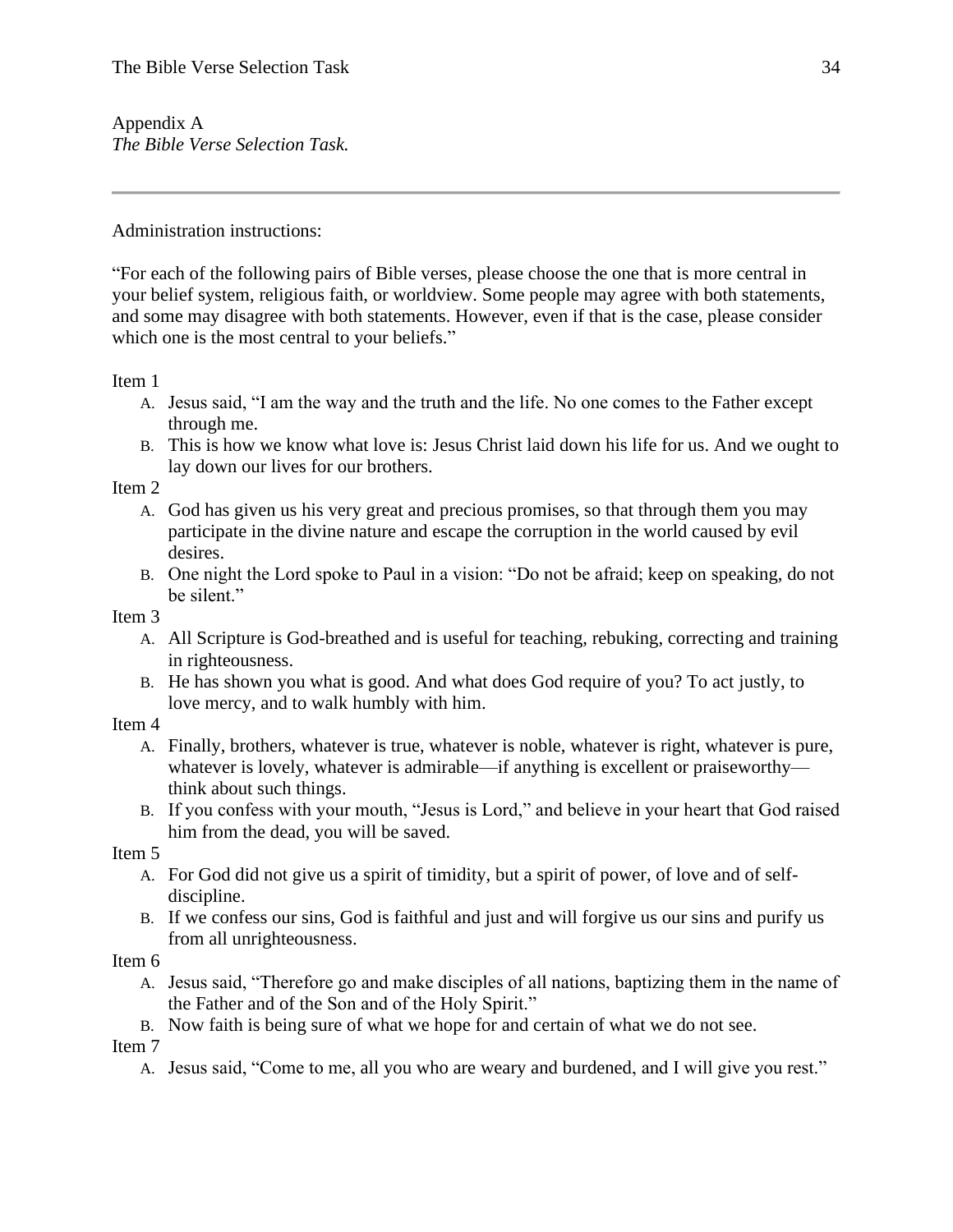Appendix A
*The Bible Verse Selection Task.*

---

Administration instructions:

“For each of the following pairs of Bible verses, please choose the one that is more central in your belief system, religious faith, or worldview. Some people may agree with both statements, and some may disagree with both statements. However, even if that is the case, please consider which one is the most central to your beliefs.”

Item 1

A. Jesus said, “I am the way and the truth and the life. No one comes to the Father except through me.
B. This is how we know what love is: Jesus Christ laid down his life for us. And we ought to lay down our lives for our brothers.

Item 2

A. God has given us his very great and precious promises, so that through them you may participate in the divine nature and escape the corruption in the world caused by evil desires.
B. One night the Lord spoke to Paul in a vision: “Do not be afraid; keep on speaking, do not be silent.”

Item 3

A. All Scripture is God-breathed and is useful for teaching, rebuking, correcting and training in righteousness.
B. He has shown you what is good. And what does God require of you? To act justly, to love mercy, and to walk humbly with him.

Item 4

A. Finally, brothers, whatever is true, whatever is noble, whatever is right, whatever is pure, whatever is lovely, whatever is admirable—if anything is excellent or praiseworthy—think about such things.
B. If you confess with your mouth, “Jesus is Lord,” and believe in your heart that God raised him from the dead, you will be saved.

Item 5

A. For God did not give us a spirit of timidity, but a spirit of power, of love and of self-discipline.
B. If we confess our sins, God is faithful and just and will forgive us our sins and purify us from all unrighteousness.

Item 6

A. Jesus said, “Therefore go and make disciples of all nations, baptizing them in the name of the Father and of the Son and of the Holy Spirit.”
B. Now faith is being sure of what we hope for and certain of what we do not see.

Item 7

A. Jesus said, “Come to me, all you who are weary and burdened, and I will give you rest.”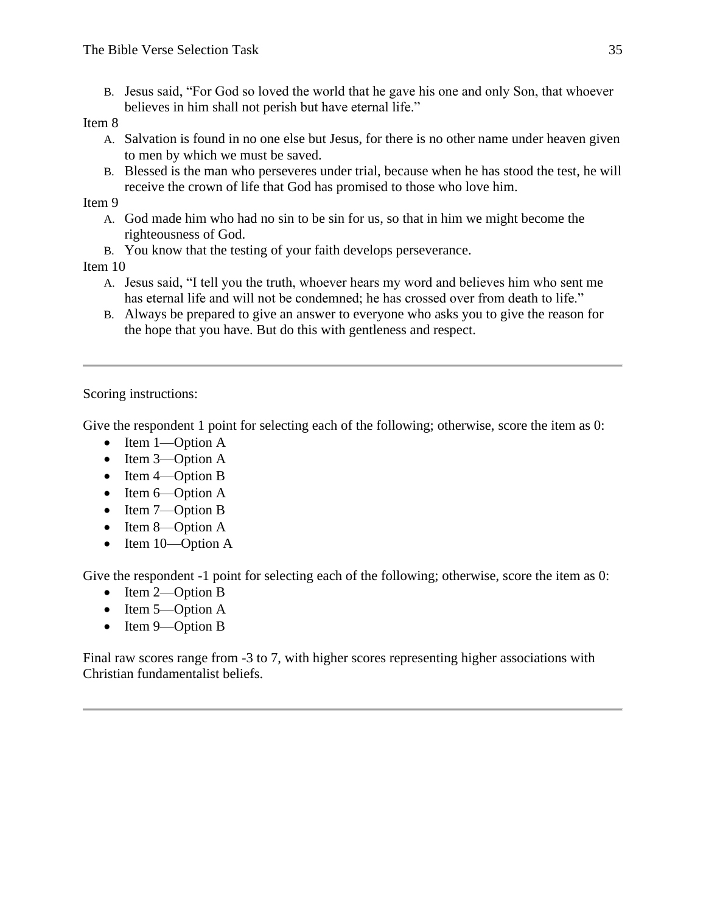B. Jesus said, "For God so loved the world that he gave his one and only Son, that whoever believes in him shall not perish but have eternal life."

Item 8

A. Salvation is found in no one else but Jesus, for there is no other name under heaven given to men by which we must be saved.

B. Blessed is the man who perseveres under trial, because when he has stood the test, he will receive the crown of life that God has promised to those who love him.

Item 9

A. God made him who had no sin to be sin for us, so that in him we might become the righteousness of God.

B. You know that the testing of your faith develops perseverance.

Item 10

A. Jesus said, "I tell you the truth, whoever hears my word and believes him who sent me has eternal life and will not be condemned; he has crossed over from death to life."

B. Always be prepared to give an answer to everyone who asks you to give the reason for the hope that you have. But do this with gentleness and respect.

---

Scoring instructions:

Give the respondent 1 point for selecting each of the following; otherwise, score the item as 0:

- Item 1—Option A
- Item 3—Option A
- Item 4—Option B
- Item 6—Option A
- Item 7—Option B
- Item 8—Option A
- Item 10—Option A

Give the respondent -1 point for selecting each of the following; otherwise, score the item as 0:

- Item 2—Option B
- Item 5—Option A
- Item 9—Option B

Final raw scores range from -3 to 7, with higher scores representing higher associations with Christian fundamentalist beliefs.

---